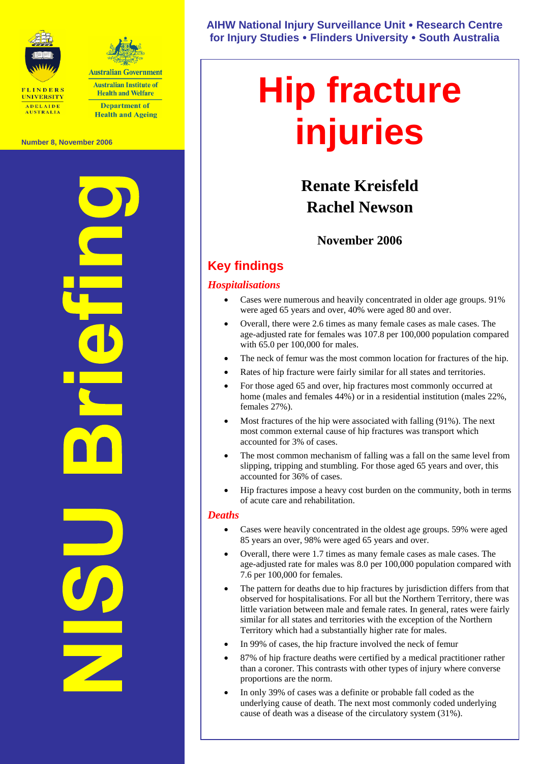AIHW National Injury Surveillance Unit • Research Centre for Injury Studies • Flinders University • South Australia

Flinders University Adelaide Australia

Australian Government
Australian Institute of Health and Welfare
Department of Health and Ageing

Number 8, November 2006

NISU Briefing

# Hip fracture injuries

**Renate Kreisfeld**
**Rachel Newson**

**November 2006**

## Key findings

### *Hospitalisations*

- Cases were numerous and heavily concentrated in older age groups. 91% were aged 65 years and over, 40% were aged 80 and over.
- Overall, there were 2.6 times as many female cases as male cases. The age-adjusted rate for females was 107.8 per 100,000 population compared with 65.0 per 100,000 for males.
- The neck of femur was the most common location for fractures of the hip.
- Rates of hip fracture were fairly similar for all states and territories.
- For those aged 65 and over, hip fractures most commonly occurred at home (males and females 44%) or in a residential institution (males 22%, females 27%).
- Most fractures of the hip were associated with falling (91%). The next most common external cause of hip fractures was transport which accounted for 3% of cases.
- The most common mechanism of falling was a fall on the same level from slipping, tripping and stumbling. For those aged 65 years and over, this accounted for 36% of cases.
- Hip fractures impose a heavy cost burden on the community, both in terms of acute care and rehabilitation.

### *Deaths*

- Cases were heavily concentrated in the oldest age groups. 59% were aged 85 years an over, 98% were aged 65 years and over.
- Overall, there were 1.7 times as many female cases as male cases. The age-adjusted rate for males was 8.0 per 100,000 population compared with 7.6 per 100,000 for females.
- The pattern for deaths due to hip fractures by jurisdiction differs from that observed for hospitalisations. For all but the Northern Territory, there was little variation between male and female rates. In general, rates were fairly similar for all states and territories with the exception of the Northern Territory which had a substantially higher rate for males.
- In 99% of cases, the hip fracture involved the neck of femur
- 87% of hip fracture deaths were certified by a medical practitioner rather than a coroner. This contrasts with other types of injury where converse proportions are the norm.
- In only 39% of cases was a definite or probable fall coded as the underlying cause of death. The next most commonly coded underlying cause of death was a disease of the circulatory system (31%).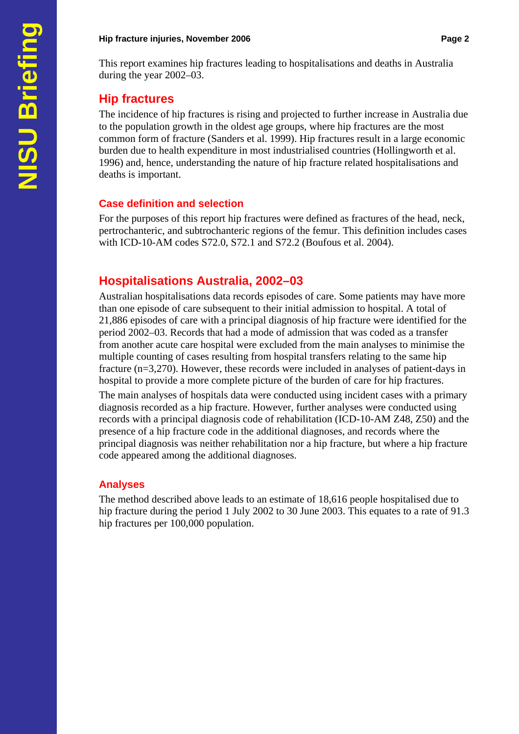This report examines hip fractures leading to hospitalisations and deaths in Australia during the year 2002–03.

## Hip fractures

The incidence of hip fractures is rising and projected to further increase in Australia due to the population growth in the oldest age groups, where hip fractures are the most common form of fracture (Sanders et al. 1999). Hip fractures result in a large economic burden due to health expenditure in most industrialised countries (Hollingworth et al. 1996) and, hence, understanding the nature of hip fracture related hospitalisations and deaths is important.

### Case definition and selection

For the purposes of this report hip fractures were defined as fractures of the head, neck, pertrochanteric, and subtrochanteric regions of the femur. This definition includes cases with ICD-10-AM codes S72.0, S72.1 and S72.2 (Boufous et al. 2004).

## Hospitalisations Australia, 2002–03

Australian hospitalisations data records episodes of care. Some patients may have more than one episode of care subsequent to their initial admission to hospital. A total of 21,886 episodes of care with a principal diagnosis of hip fracture were identified for the period 2002–03. Records that had a mode of admission that was coded as a transfer from another acute care hospital were excluded from the main analyses to minimise the multiple counting of cases resulting from hospital transfers relating to the same hip fracture (n=3,270). However, these records were included in analyses of patient-days in hospital to provide a more complete picture of the burden of care for hip fractures.

The main analyses of hospitals data were conducted using incident cases with a primary diagnosis recorded as a hip fracture. However, further analyses were conducted using records with a principal diagnosis code of rehabilitation (ICD-10-AM Z48, Z50) and the presence of a hip fracture code in the additional diagnoses, and records where the principal diagnosis was neither rehabilitation nor a hip fracture, but where a hip fracture code appeared among the additional diagnoses.

### Analyses

The method described above leads to an estimate of 18,616 people hospitalised due to hip fracture during the period 1 July 2002 to 30 June 2003. This equates to a rate of 91.3 hip fractures per 100,000 population.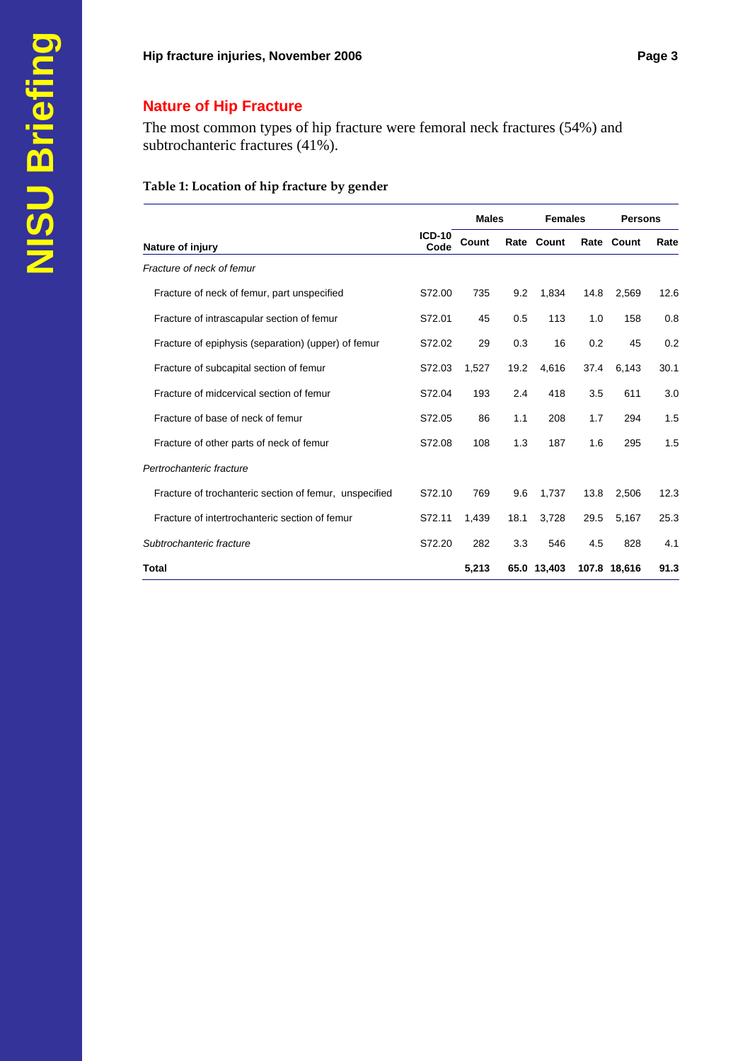## Nature of Hip Fracture

The most common types of hip fracture were femoral neck fractures (54%) and subtrochanteric fractures (41%).

**Table 1: Location of hip fracture by gender**

| | | Males | | Females | | Persons | |
|---|---|---|---|---|---|---|---|
| **Nature of injury** | **ICD-10 Code** | **Count** | **Rate** | **Count** | **Rate** | **Count** | **Rate** |
| *Fracture of neck of femur* | | | | | | | |
| Fracture of neck of femur, part unspecified | S72.00 | 735 | 9.2 | 1,834 | 14.8 | 2,569 | 12.6 |
| Fracture of intrascapular section of femur | S72.01 | 45 | 0.5 | 113 | 1.0 | 158 | 0.8 |
| Fracture of epiphysis (separation) (upper) of femur | S72.02 | 29 | 0.3 | 16 | 0.2 | 45 | 0.2 |
| Fracture of subcapital section of femur | S72.03 | 1,527 | 19.2 | 4,616 | 37.4 | 6,143 | 30.1 |
| Fracture of midcervical section of femur | S72.04 | 193 | 2.4 | 418 | 3.5 | 611 | 3.0 |
| Fracture of base of neck of femur | S72.05 | 86 | 1.1 | 208 | 1.7 | 294 | 1.5 |
| Fracture of other parts of neck of femur | S72.08 | 108 | 1.3 | 187 | 1.6 | 295 | 1.5 |
| *Pertrochanteric fracture* | | | | | | | |
| Fracture of trochanteric section of femur, unspecified | S72.10 | 769 | 9.6 | 1,737 | 13.8 | 2,506 | 12.3 |
| Fracture of intertrochanteric section of femur | S72.11 | 1,439 | 18.1 | 3,728 | 29.5 | 5,167 | 25.3 |
| *Subtrochanteric fracture* | S72.20 | 282 | 3.3 | 546 | 4.5 | 828 | 4.1 |
| **Total** | | **5,213** | **65.0** | **13,403** | **107.8** | **18,616** | **91.3** |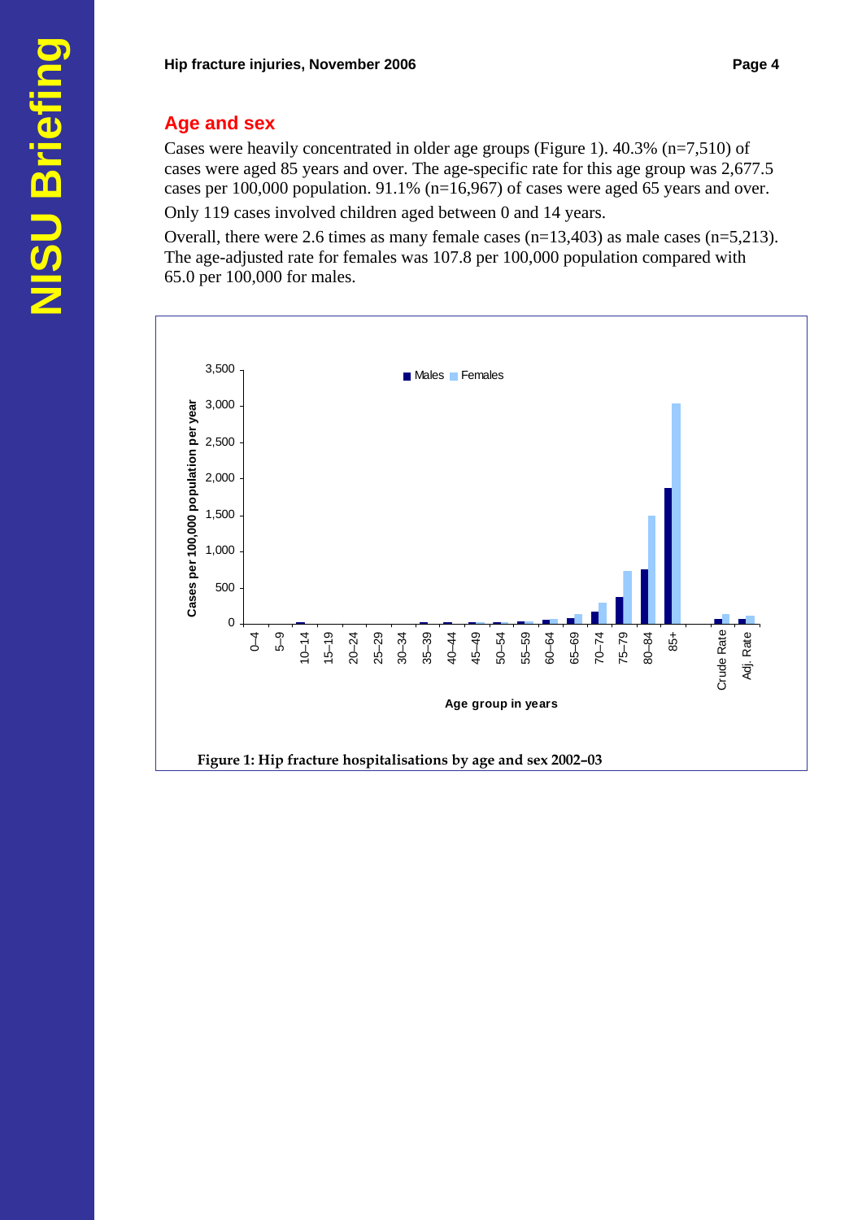## Age and sex

Cases were heavily concentrated in older age groups (Figure 1). 40.3% (n=7,510) of cases were aged 85 years and over. The age-specific rate for this age group was 2,677.5 cases per 100,000 population. 91.1% (n=16,967) of cases were aged 65 years and over.

Only 119 cases involved children aged between 0 and 14 years.

Overall, there were 2.6 times as many female cases (n=13,403) as male cases (n=5,213). The age-adjusted rate for females was 107.8 per 100,000 population compared with 65.0 per 100,000 for males.

**Figure 1: Hip fracture hospitalisations by age and sex 2002–03**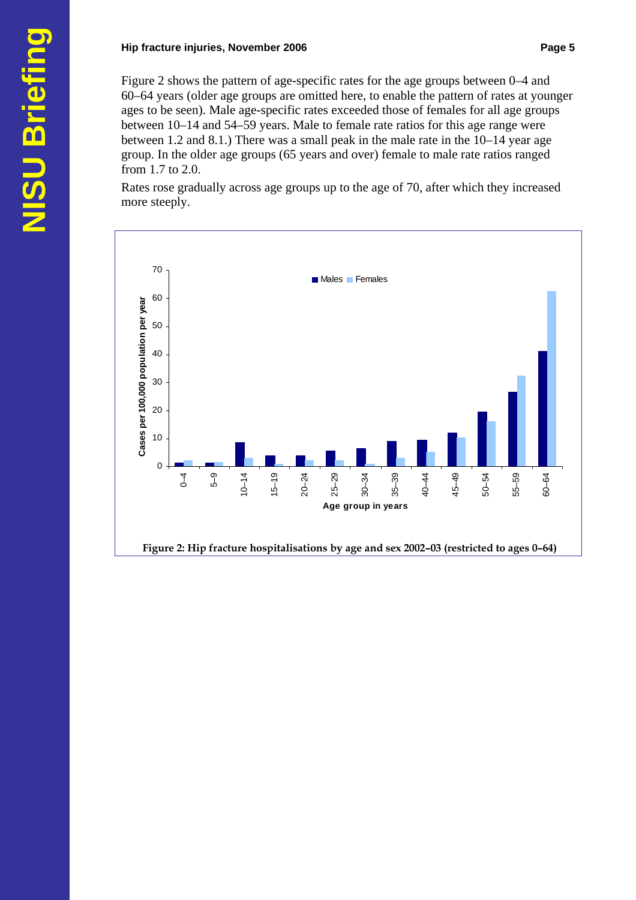Figure 2 shows the pattern of age-specific rates for the age groups between 0–4 and 60–64 years (older age groups are omitted here, to enable the pattern of rates at younger ages to be seen). Male age-specific rates exceeded those of females for all age groups between 10–14 and 54–59 years. Male to female rate ratios for this age range were between 1.2 and 8.1.) There was a small peak in the male rate in the 10–14 year age group. In the older age groups (65 years and over) female to male rate ratios ranged from 1.7 to 2.0.

Rates rose gradually across age groups up to the age of 70, after which they increased more steeply.

**Figure 2: Hip fracture hospitalisations by age and sex 2002–03 (restricted to ages 0–64)**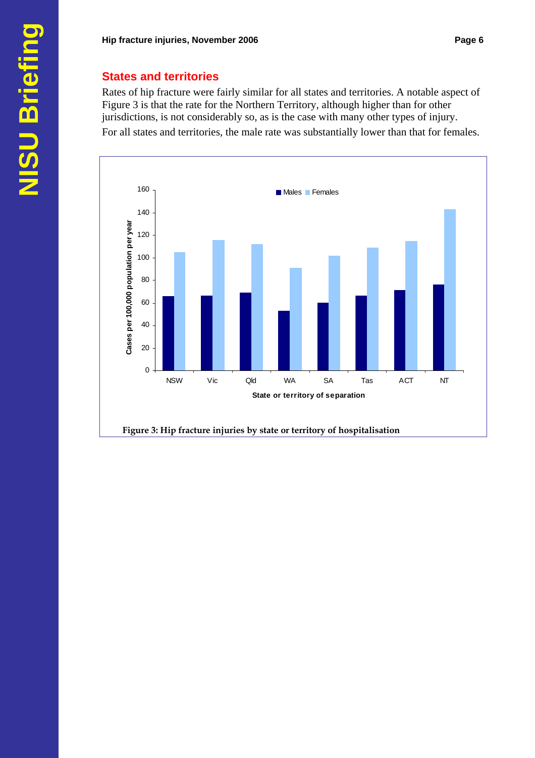## States and territories

Rates of hip fracture were fairly similar for all states and territories. A notable aspect of Figure 3 is that the rate for the Northern Territory, although higher than for other jurisdictions, is not considerably so, as is the case with many other types of injury.

For all states and territories, the male rate was substantially lower than that for females.

**Figure 3: Hip fracture injuries by state or territory of hospitalisation**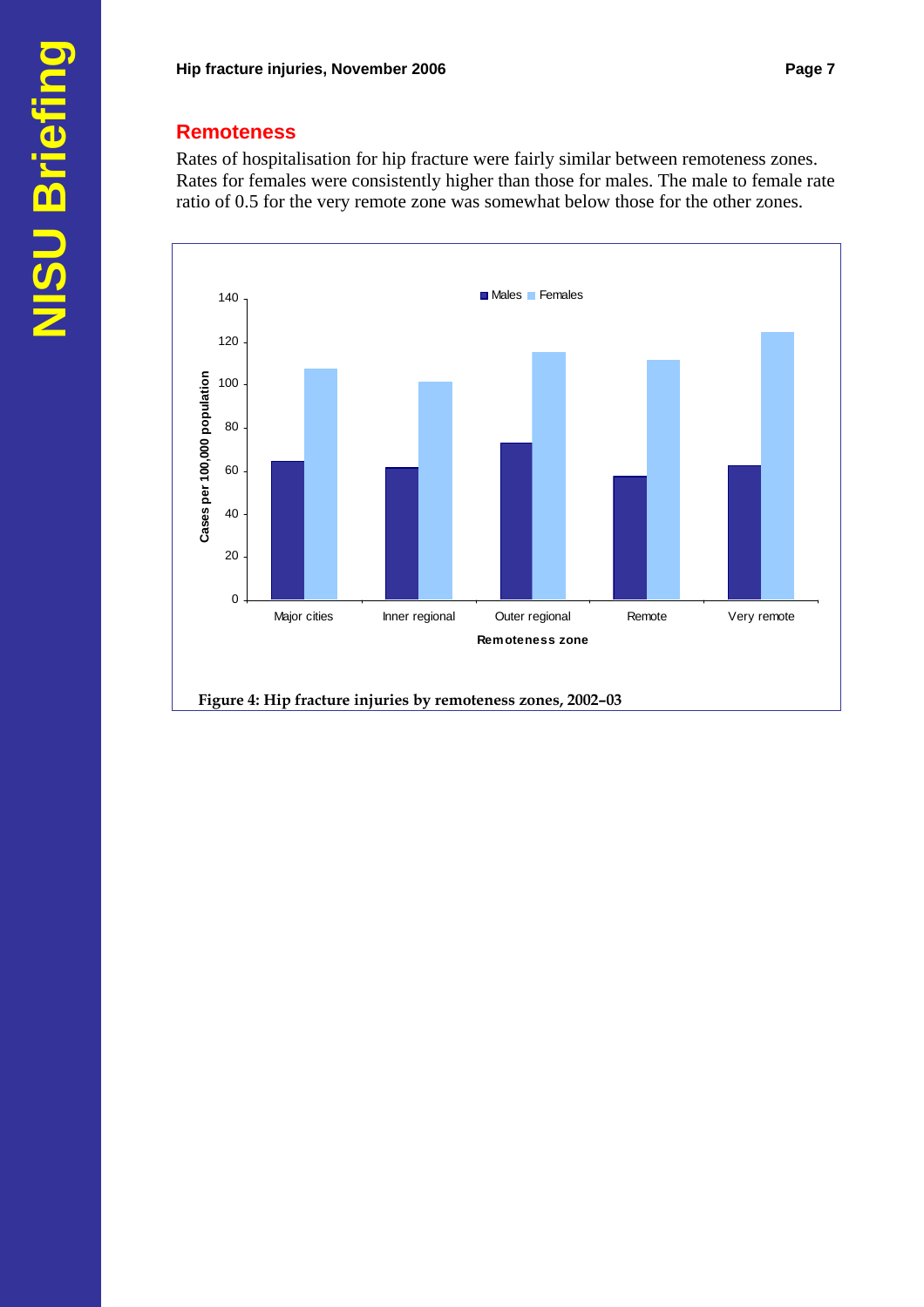## Remoteness

Rates of hospitalisation for hip fracture were fairly similar between remoteness zones. Rates for females were consistently higher than those for males. The male to female rate ratio of 0.5 for the very remote zone was somewhat below those for the other zones.

**Figure 4: Hip fracture injuries by remoteness zones, 2002–03**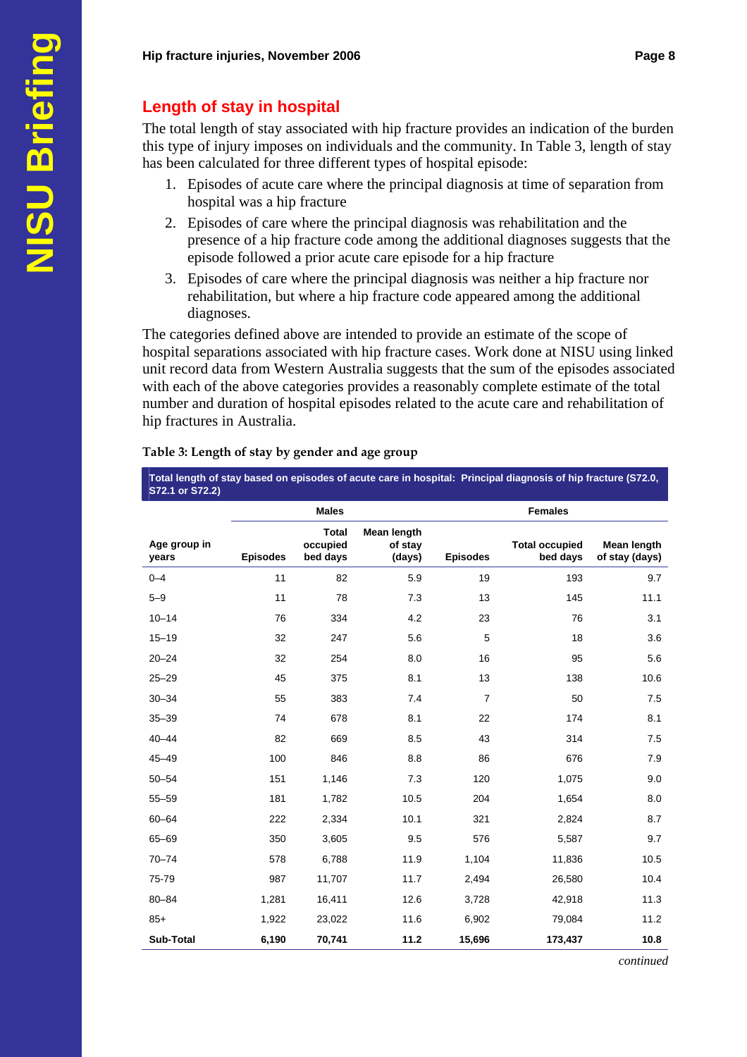## Length of stay in hospital

The total length of stay associated with hip fracture provides an indication of the burden this type of injury imposes on individuals and the community. In Table 3, length of stay has been calculated for three different types of hospital episode:

1. Episodes of acute care where the principal diagnosis at time of separation from hospital was a hip fracture
2. Episodes of care where the principal diagnosis was rehabilitation and the presence of a hip fracture code among the additional diagnoses suggests that the episode followed a prior acute care episode for a hip fracture
3. Episodes of care where the principal diagnosis was neither a hip fracture nor rehabilitation, but where a hip fracture code appeared among the additional diagnoses.

The categories defined above are intended to provide an estimate of the scope of hospital separations associated with hip fracture cases. Work done at NISU using linked unit record data from Western Australia suggests that the sum of the episodes associated with each of the above categories provides a reasonably complete estimate of the total number and duration of hospital episodes related to the acute care and rehabilitation of hip fractures in Australia.

**Table 3: Length of stay by gender and age group**

**Total length of stay based on episodes of acute care in hospital: Principal diagnosis of hip fracture (S72.0, S72.1 or S72.2)**

| | Males | | | Females | | |
|---|---|---|---|---|---|---|
| Age group in years | Episodes | Total occupied bed days | Mean length of stay (days) | Episodes | Total occupied bed days | Mean length of stay (days) |
| 0–4 | 11 | 82 | 5.9 | 19 | 193 | 9.7 |
| 5–9 | 11 | 78 | 7.3 | 13 | 145 | 11.1 |
| 10–14 | 76 | 334 | 4.2 | 23 | 76 | 3.1 |
| 15–19 | 32 | 247 | 5.6 | 5 | 18 | 3.6 |
| 20–24 | 32 | 254 | 8.0 | 16 | 95 | 5.6 |
| 25–29 | 45 | 375 | 8.1 | 13 | 138 | 10.6 |
| 30–34 | 55 | 383 | 7.4 | 7 | 50 | 7.5 |
| 35–39 | 74 | 678 | 8.1 | 22 | 174 | 8.1 |
| 40–44 | 82 | 669 | 8.5 | 43 | 314 | 7.5 |
| 45–49 | 100 | 846 | 8.8 | 86 | 676 | 7.9 |
| 50–54 | 151 | 1,146 | 7.3 | 120 | 1,075 | 9.0 |
| 55–59 | 181 | 1,782 | 10.5 | 204 | 1,654 | 8.0 |
| 60–64 | 222 | 2,334 | 10.1 | 321 | 2,824 | 8.7 |
| 65–69 | 350 | 3,605 | 9.5 | 576 | 5,587 | 9.7 |
| 70–74 | 578 | 6,788 | 11.9 | 1,104 | 11,836 | 10.5 |
| 75-79 | 987 | 11,707 | 11.7 | 2,494 | 26,580 | 10.4 |
| 80–84 | 1,281 | 16,411 | 12.6 | 3,728 | 42,918 | 11.3 |
| 85+ | 1,922 | 23,022 | 11.6 | 6,902 | 79,084 | 11.2 |
| **Sub-Total** | **6,190** | **70,741** | **11.2** | **15,696** | **173,437** | **10.8** |

*continued*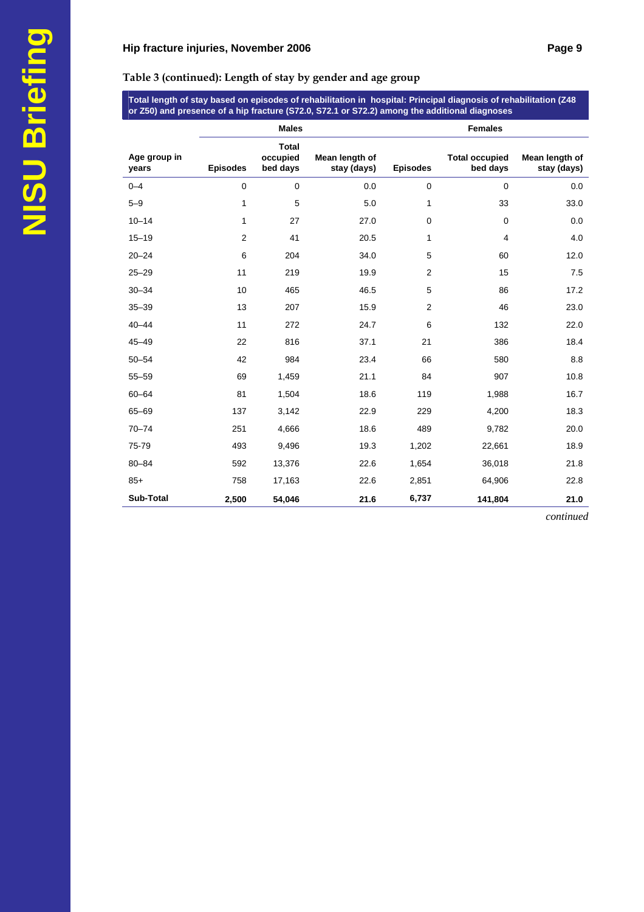## Table 3 (continued): Length of stay by gender and age group

**Total length of stay based on episodes of rehabilitation in hospital: Principal diagnosis of rehabilitation (Z48 or Z50) and presence of a hip fracture (S72.0, S72.1 or S72.2) among the additional diagnoses**

| | Males | | | Females | | |
|---|---|---|---|---|---|---|
| **Age group in years** | **Episodes** | **Total occupied bed days** | **Mean length of stay (days)** | **Episodes** | **Total occupied bed days** | **Mean length of stay (days)** |
| 0–4 | 0 | 0 | 0.0 | 0 | 0 | 0.0 |
| 5–9 | 1 | 5 | 5.0 | 1 | 33 | 33.0 |
| 10–14 | 1 | 27 | 27.0 | 0 | 0 | 0.0 |
| 15–19 | 2 | 41 | 20.5 | 1 | 4 | 4.0 |
| 20–24 | 6 | 204 | 34.0 | 5 | 60 | 12.0 |
| 25–29 | 11 | 219 | 19.9 | 2 | 15 | 7.5 |
| 30–34 | 10 | 465 | 46.5 | 5 | 86 | 17.2 |
| 35–39 | 13 | 207 | 15.9 | 2 | 46 | 23.0 |
| 40–44 | 11 | 272 | 24.7 | 6 | 132 | 22.0 |
| 45–49 | 22 | 816 | 37.1 | 21 | 386 | 18.4 |
| 50–54 | 42 | 984 | 23.4 | 66 | 580 | 8.8 |
| 55–59 | 69 | 1,459 | 21.1 | 84 | 907 | 10.8 |
| 60–64 | 81 | 1,504 | 18.6 | 119 | 1,988 | 16.7 |
| 65–69 | 137 | 3,142 | 22.9 | 229 | 4,200 | 18.3 |
| 70–74 | 251 | 4,666 | 18.6 | 489 | 9,782 | 20.0 |
| 75-79 | 493 | 9,496 | 19.3 | 1,202 | 22,661 | 18.9 |
| 80–84 | 592 | 13,376 | 22.6 | 1,654 | 36,018 | 21.8 |
| 85+ | 758 | 17,163 | 22.6 | 2,851 | 64,906 | 22.8 |
| **Sub-Total** | **2,500** | **54,046** | **21.6** | **6,737** | **141,804** | **21.0** |

*continued*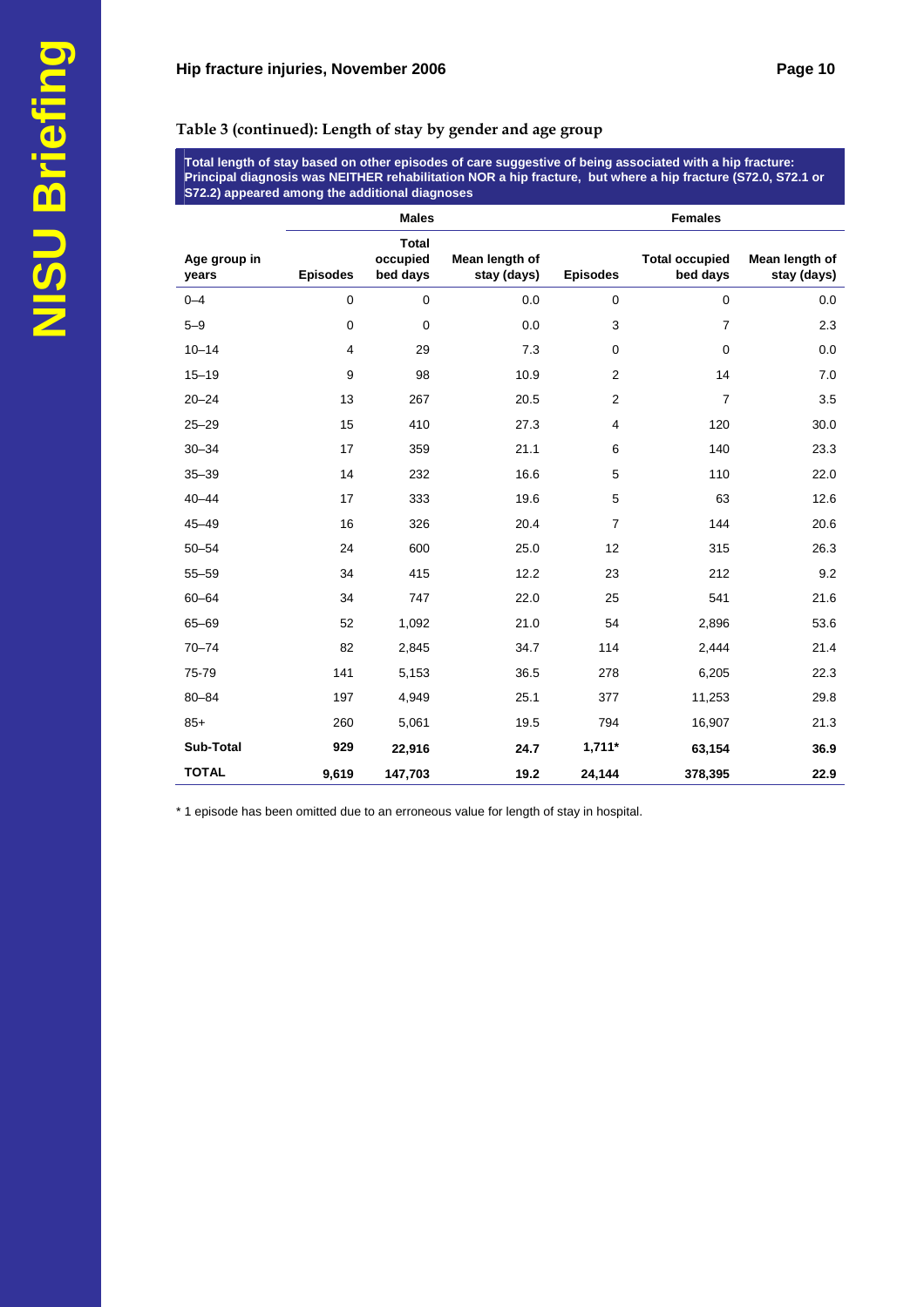### Table 3 (continued): Length of stay by gender and age group

**Total length of stay based on other episodes of care suggestive of being associated with a hip fracture: Principal diagnosis was NEITHER rehabilitation NOR a hip fracture, but where a hip fracture (S72.0, S72.1 or S72.2) appeared among the additional diagnoses**

| | Males | | | Females | | |
|---|---|---|---|---|---|---|
| **Age group in years** | **Episodes** | **Total occupied bed days** | **Mean length of stay (days)** | **Episodes** | **Total occupied bed days** | **Mean length of stay (days)** |
| 0–4 | 0 | 0 | 0.0 | 0 | 0 | 0.0 |
| 5–9 | 0 | 0 | 0.0 | 3 | 7 | 2.3 |
| 10–14 | 4 | 29 | 7.3 | 0 | 0 | 0.0 |
| 15–19 | 9 | 98 | 10.9 | 2 | 14 | 7.0 |
| 20–24 | 13 | 267 | 20.5 | 2 | 7 | 3.5 |
| 25–29 | 15 | 410 | 27.3 | 4 | 120 | 30.0 |
| 30–34 | 17 | 359 | 21.1 | 6 | 140 | 23.3 |
| 35–39 | 14 | 232 | 16.6 | 5 | 110 | 22.0 |
| 40–44 | 17 | 333 | 19.6 | 5 | 63 | 12.6 |
| 45–49 | 16 | 326 | 20.4 | 7 | 144 | 20.6 |
| 50–54 | 24 | 600 | 25.0 | 12 | 315 | 26.3 |
| 55–59 | 34 | 415 | 12.2 | 23 | 212 | 9.2 |
| 60–64 | 34 | 747 | 22.0 | 25 | 541 | 21.6 |
| 65–69 | 52 | 1,092 | 21.0 | 54 | 2,896 | 53.6 |
| 70–74 | 82 | 2,845 | 34.7 | 114 | 2,444 | 21.4 |
| 75-79 | 141 | 5,153 | 36.5 | 278 | 6,205 | 22.3 |
| 80–84 | 197 | 4,949 | 25.1 | 377 | 11,253 | 29.8 |
| 85+ | 260 | 5,061 | 19.5 | 794 | 16,907 | 21.3 |
| **Sub-Total** | **929** | **22,916** | **24.7** | **1,711*** | **63,154** | **36.9** |
| **TOTAL** | **9,619** | **147,703** | **19.2** | **24,144** | **378,395** | **22.9** |

* 1 episode has been omitted due to an erroneous value for length of stay in hospital.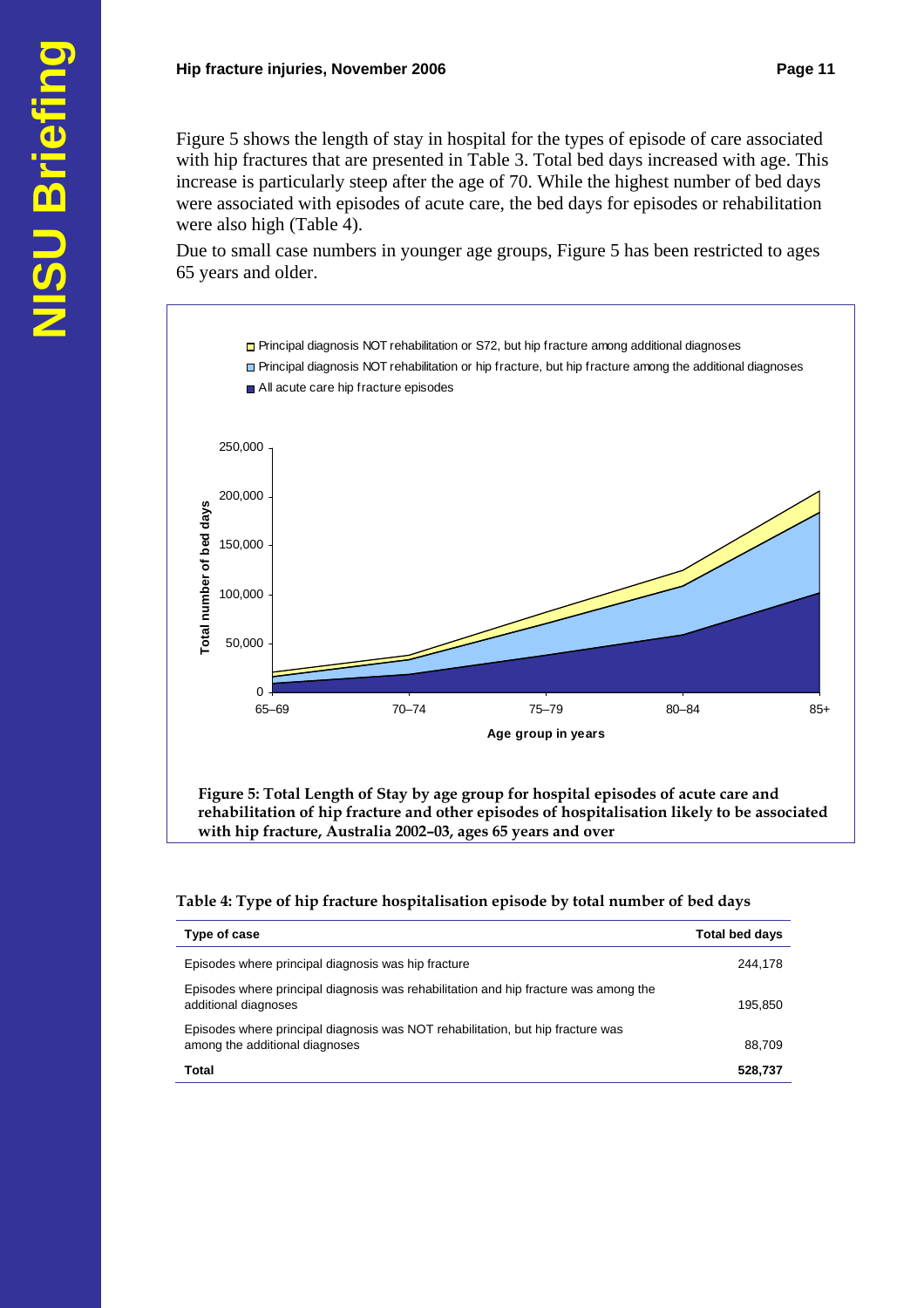Figure 5 shows the length of stay in hospital for the types of episode of care associated with hip fractures that are presented in Table 3. Total bed days increased with age. This increase is particularly steep after the age of 70. While the highest number of bed days were associated with episodes of acute care, the bed days for episodes or rehabilitation were also high (Table 4).

Due to small case numbers in younger age groups, Figure 5 has been restricted to ages 65 years and older.

**Figure 5: Total Length of Stay by age group for hospital episodes of acute care and rehabilitation of hip fracture and other episodes of hospitalisation likely to be associated with hip fracture, Australia 2002–03, ages 65 years and over**

**Table 4: Type of hip fracture hospitalisation episode by total number of bed days**

| Type of case | Total bed days |
|---|---|
| Episodes where principal diagnosis was hip fracture | 244,178 |
| Episodes where principal diagnosis was rehabilitation and hip fracture was among the additional diagnoses | 195,850 |
| Episodes where principal diagnosis was NOT rehabilitation, but hip fracture was among the additional diagnoses | 88,709 |
| **Total** | **528,737** |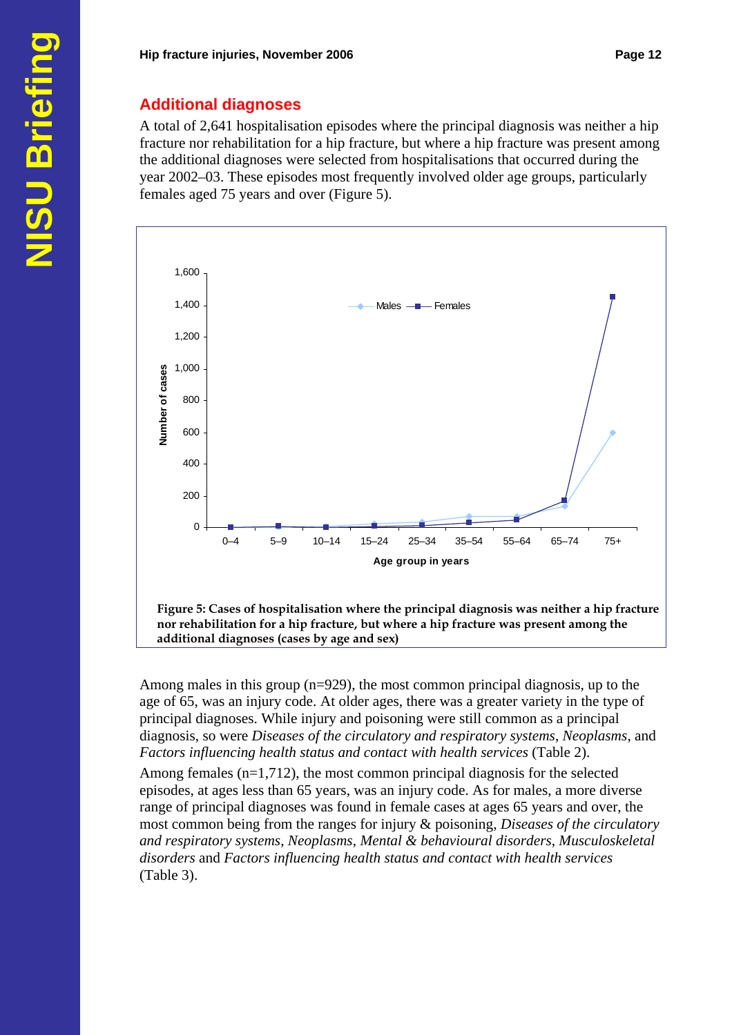## Additional diagnoses

A total of 2,641 hospitalisation episodes where the principal diagnosis was neither a hip fracture nor rehabilitation for a hip fracture, but where a hip fracture was present among the additional diagnoses were selected from hospitalisations that occurred during the year 2002–03. These episodes most frequently involved older age groups, particularly females aged 75 years and over (Figure 5).

**Figure 5: Cases of hospitalisation where the principal diagnosis was neither a hip fracture nor rehabilitation for a hip fracture, but where a hip fracture was present among the additional diagnoses (cases by age and sex)**

Among males in this group (n=929), the most common principal diagnosis, up to the age of 65, was an injury code. At older ages, there was a greater variety in the type of principal diagnoses. While injury and poisoning were still common as a principal diagnosis, so were *Diseases of the circulatory and respiratory systems*, *Neoplasms*, and *Factors influencing health status and contact with health services* (Table 2).

Among females (n=1,712), the most common principal diagnosis for the selected episodes, at ages less than 65 years, was an injury code. As for males, a more diverse range of principal diagnoses was found in female cases at ages 65 years and over, the most common being from the ranges for injury & poisoning, *Diseases of the circulatory and respiratory systems*, *Neoplasms*, *Mental & behavioural disorders*, *Musculoskeletal disorders* and *Factors influencing health status and contact with health services* (Table 3).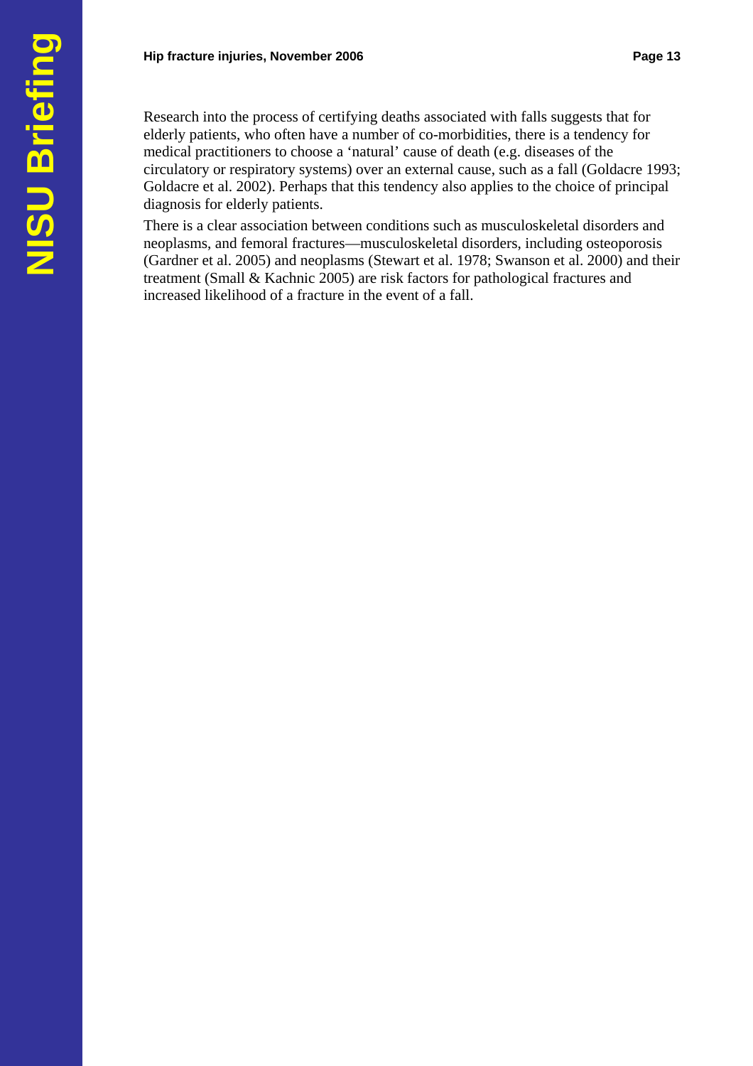Research into the process of certifying deaths associated with falls suggests that for elderly patients, who often have a number of co-morbidities, there is a tendency for medical practitioners to choose a 'natural' cause of death (e.g. diseases of the circulatory or respiratory systems) over an external cause, such as a fall (Goldacre 1993; Goldacre et al. 2002). Perhaps that this tendency also applies to the choice of principal diagnosis for elderly patients.

There is a clear association between conditions such as musculoskeletal disorders and neoplasms, and femoral fractures—musculoskeletal disorders, including osteoporosis (Gardner et al. 2005) and neoplasms (Stewart et al. 1978; Swanson et al. 2000) and their treatment (Small & Kachnic 2005) are risk factors for pathological fractures and increased likelihood of a fracture in the event of a fall.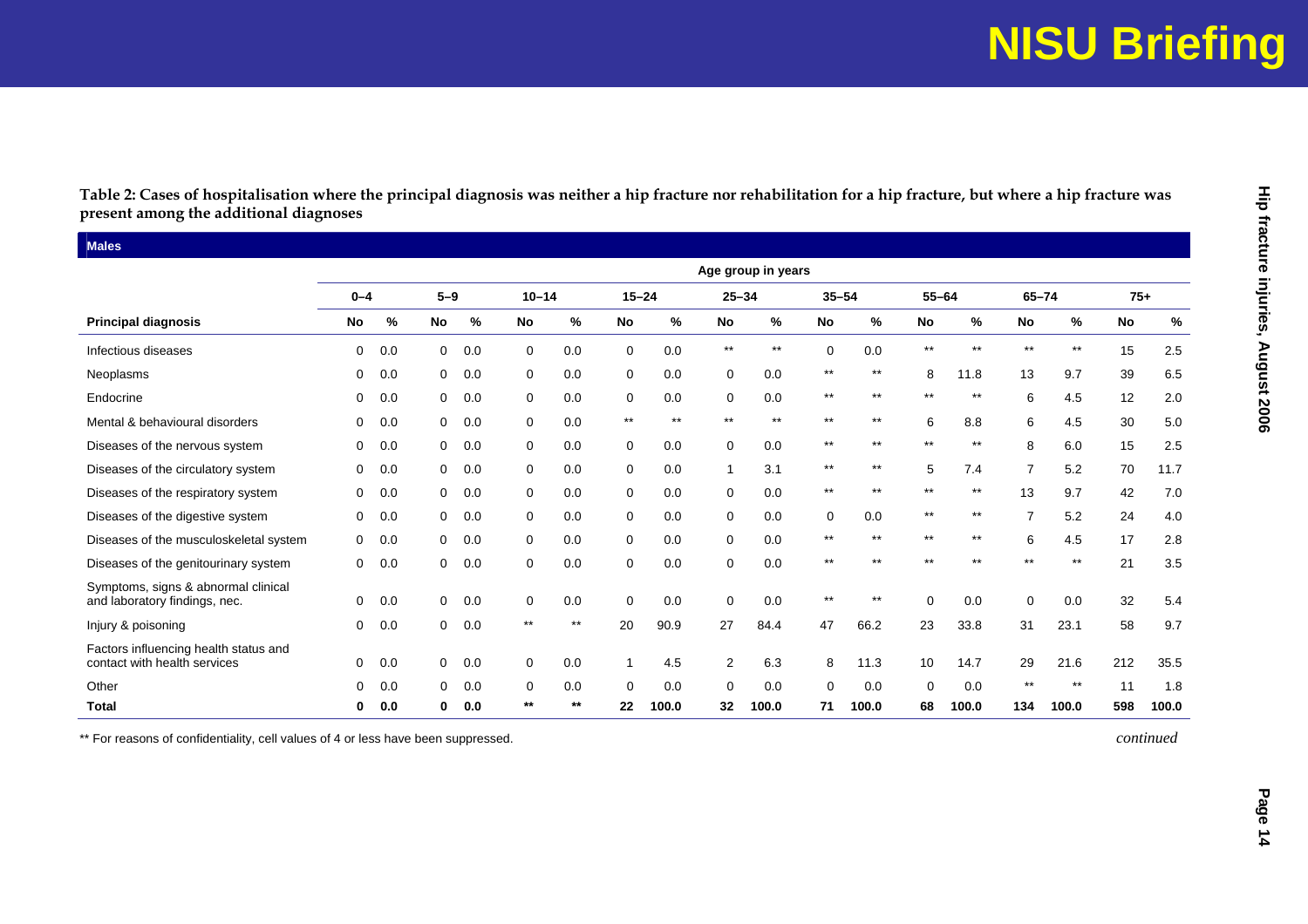**Table 2: Cases of hospitalisation where the principal diagnosis was neither a hip fracture nor rehabilitation for a hip fracture, but where a hip fracture was present among the additional diagnoses**

**Males**

| | Age group in years | | | | | | | | | | | | | | | | | |
|---|---|---|---|---|---|---|---|---|---|---|---|---|---|---|---|---|---|---|
| | 0–4 | | 5–9 | | 10–14 | | 15–24 | | 25–34 | | 35–54 | | 55–64 | | 65–74 | | 75+ | |
| **Principal diagnosis** | **No** | **%** | **No** | **%** | **No** | **%** | **No** | **%** | **No** | **%** | **No** | **%** | **No** | **%** | **No** | **%** | **No** | **%** |
| Infectious diseases | 0 | 0.0 | 0 | 0.0 | 0 | 0.0 | 0 | 0.0 | ** | ** | 0 | 0.0 | ** | ** | ** | ** | 15 | 2.5 |
| Neoplasms | 0 | 0.0 | 0 | 0.0 | 0 | 0.0 | 0 | 0.0 | 0 | 0.0 | ** | ** | 8 | 11.8 | 13 | 9.7 | 39 | 6.5 |
| Endocrine | 0 | 0.0 | 0 | 0.0 | 0 | 0.0 | 0 | 0.0 | 0 | 0.0 | ** | ** | ** | ** | 6 | 4.5 | 12 | 2.0 |
| Mental & behavioural disorders | 0 | 0.0 | 0 | 0.0 | 0 | 0.0 | ** | ** | ** | ** | ** | ** | 6 | 8.8 | 6 | 4.5 | 30 | 5.0 |
| Diseases of the nervous system | 0 | 0.0 | 0 | 0.0 | 0 | 0.0 | 0 | 0.0 | 0 | 0.0 | ** | ** | ** | ** | 8 | 6.0 | 15 | 2.5 |
| Diseases of the circulatory system | 0 | 0.0 | 0 | 0.0 | 0 | 0.0 | 0 | 0.0 | 1 | 3.1 | ** | ** | 5 | 7.4 | 7 | 5.2 | 70 | 11.7 |
| Diseases of the respiratory system | 0 | 0.0 | 0 | 0.0 | 0 | 0.0 | 0 | 0.0 | 0 | 0.0 | ** | ** | ** | ** | 13 | 9.7 | 42 | 7.0 |
| Diseases of the digestive system | 0 | 0.0 | 0 | 0.0 | 0 | 0.0 | 0 | 0.0 | 0 | 0.0 | 0 | 0.0 | ** | ** | 7 | 5.2 | 24 | 4.0 |
| Diseases of the musculoskeletal system | 0 | 0.0 | 0 | 0.0 | 0 | 0.0 | 0 | 0.0 | 0 | 0.0 | ** | ** | ** | ** | 6 | 4.5 | 17 | 2.8 |
| Diseases of the genitourinary system | 0 | 0.0 | 0 | 0.0 | 0 | 0.0 | 0 | 0.0 | 0 | 0.0 | ** | ** | ** | ** | ** | ** | 21 | 3.5 |
| Symptoms, signs & abnormal clinical and laboratory findings, nec. | 0 | 0.0 | 0 | 0.0 | 0 | 0.0 | 0 | 0.0 | 0 | 0.0 | ** | ** | 0 | 0.0 | 0 | 0.0 | 32 | 5.4 |
| Injury & poisoning | 0 | 0.0 | 0 | 0.0 | ** | ** | 20 | 90.9 | 27 | 84.4 | 47 | 66.2 | 23 | 33.8 | 31 | 23.1 | 58 | 9.7 |
| Factors influencing health status and contact with health services | 0 | 0.0 | 0 | 0.0 | 0 | 0.0 | 1 | 4.5 | 2 | 6.3 | 8 | 11.3 | 10 | 14.7 | 29 | 21.6 | 212 | 35.5 |
| Other | 0 | 0.0 | 0 | 0.0 | 0 | 0.0 | 0 | 0.0 | 0 | 0.0 | 0 | 0.0 | 0 | 0.0 | ** | ** | 11 | 1.8 |
| **Total** | **0** | **0.0** | **0** | **0.0** | ** | ** | **22** | **100.0** | **32** | **100.0** | **71** | **100.0** | **68** | **100.0** | **134** | **100.0** | **598** | **100.0** |

** For reasons of confidentiality, cell values of 4 or less have been suppressed.

*continued*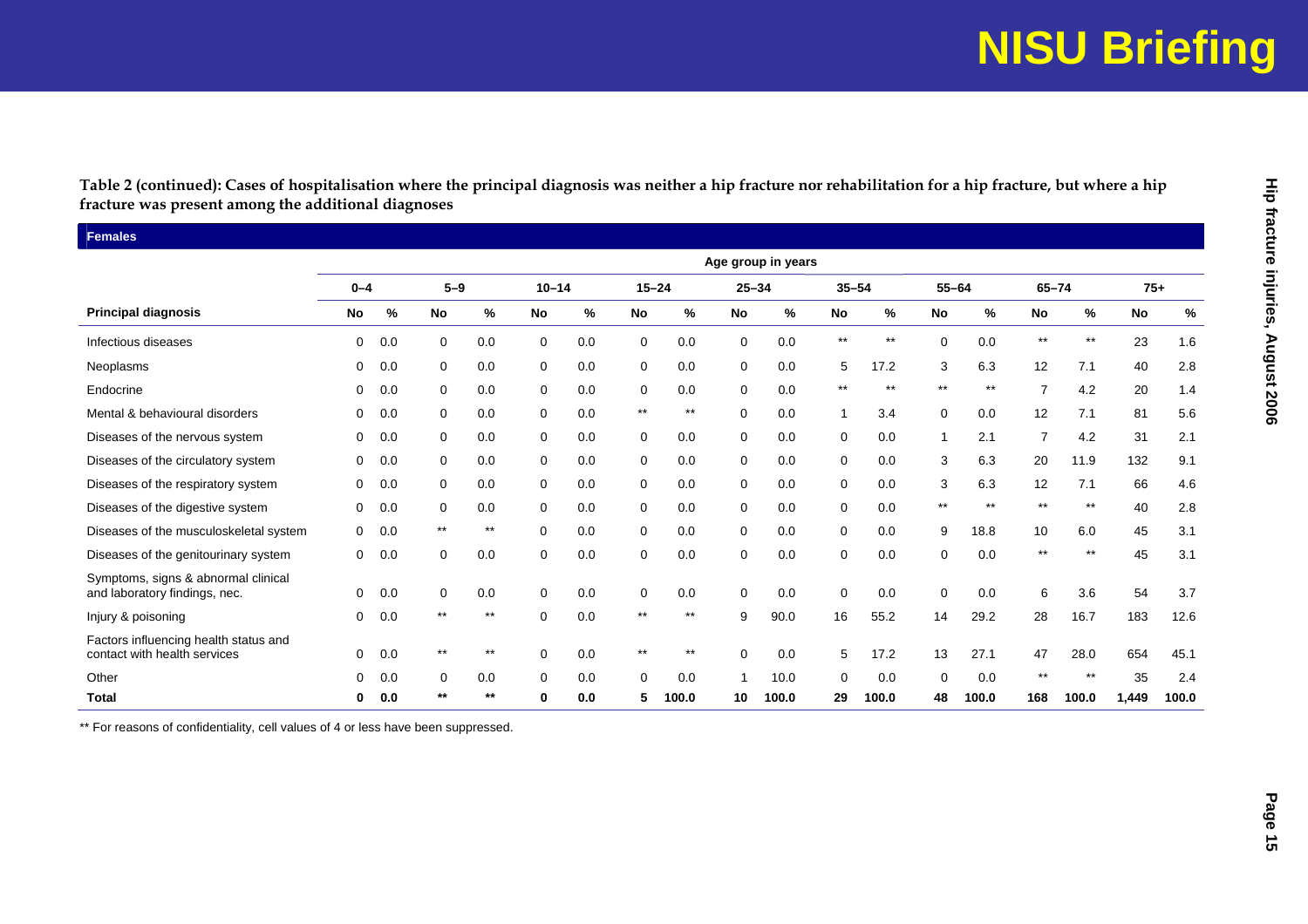**Table 2 (continued): Cases of hospitalisation where the principal diagnosis was neither a hip fracture nor rehabilitation for a hip fracture, but where a hip fracture was present among the additional diagnoses**

**Females**

| | Age group in years | | | | | | | | | | | | | | | | | |
|---|---|---|---|---|---|---|---|---|---|---|---|---|---|---|---|---|---|---|
| | 0–4 | | 5–9 | | 10–14 | | 15–24 | | 25–34 | | 35–54 | | 55–64 | | 65–74 | | 75+ | |
| **Principal diagnosis** | **No** | **%** | **No** | **%** | **No** | **%** | **No** | **%** | **No** | **%** | **No** | **%** | **No** | **%** | **No** | **%** | **No** | **%** |
| Infectious diseases | 0 | 0.0 | 0 | 0.0 | 0 | 0.0 | 0 | 0.0 | 0 | 0.0 | ** | ** | 0 | 0.0 | ** | ** | 23 | 1.6 |
| Neoplasms | 0 | 0.0 | 0 | 0.0 | 0 | 0.0 | 0 | 0.0 | 0 | 0.0 | 5 | 17.2 | 3 | 6.3 | 12 | 7.1 | 40 | 2.8 |
| Endocrine | 0 | 0.0 | 0 | 0.0 | 0 | 0.0 | 0 | 0.0 | 0 | 0.0 | ** | ** | ** | ** | 7 | 4.2 | 20 | 1.4 |
| Mental & behavioural disorders | 0 | 0.0 | 0 | 0.0 | 0 | 0.0 | ** | ** | 0 | 0.0 | 1 | 3.4 | 0 | 0.0 | 12 | 7.1 | 81 | 5.6 |
| Diseases of the nervous system | 0 | 0.0 | 0 | 0.0 | 0 | 0.0 | 0 | 0.0 | 0 | 0.0 | 0 | 0.0 | 1 | 2.1 | 7 | 4.2 | 31 | 2.1 |
| Diseases of the circulatory system | 0 | 0.0 | 0 | 0.0 | 0 | 0.0 | 0 | 0.0 | 0 | 0.0 | 0 | 0.0 | 3 | 6.3 | 20 | 11.9 | 132 | 9.1 |
| Diseases of the respiratory system | 0 | 0.0 | 0 | 0.0 | 0 | 0.0 | 0 | 0.0 | 0 | 0.0 | 0 | 0.0 | 3 | 6.3 | 12 | 7.1 | 66 | 4.6 |
| Diseases of the digestive system | 0 | 0.0 | 0 | 0.0 | 0 | 0.0 | 0 | 0.0 | 0 | 0.0 | 0 | 0.0 | ** | ** | ** | ** | 40 | 2.8 |
| Diseases of the musculoskeletal system | 0 | 0.0 | ** | ** | 0 | 0.0 | 0 | 0.0 | 0 | 0.0 | 0 | 0.0 | 9 | 18.8 | 10 | 6.0 | 45 | 3.1 |
| Diseases of the genitourinary system | 0 | 0.0 | 0 | 0.0 | 0 | 0.0 | 0 | 0.0 | 0 | 0.0 | 0 | 0.0 | 0 | 0.0 | ** | ** | 45 | 3.1 |
| Symptoms, signs & abnormal clinical and laboratory findings, nec. | 0 | 0.0 | 0 | 0.0 | 0 | 0.0 | 0 | 0.0 | 0 | 0.0 | 0 | 0.0 | 0 | 0.0 | 6 | 3.6 | 54 | 3.7 |
| Injury & poisoning | 0 | 0.0 | ** | ** | 0 | 0.0 | ** | ** | 9 | 90.0 | 16 | 55.2 | 14 | 29.2 | 28 | 16.7 | 183 | 12.6 |
| Factors influencing health status and contact with health services | 0 | 0.0 | ** | ** | 0 | 0.0 | ** | ** | 0 | 0.0 | 5 | 17.2 | 13 | 27.1 | 47 | 28.0 | 654 | 45.1 |
| Other | 0 | 0.0 | 0 | 0.0 | 0 | 0.0 | 0 | 0.0 | 1 | 10.0 | 0 | 0.0 | 0 | 0.0 | ** | ** | 35 | 2.4 |
| **Total** | **0** | **0.0** | ** | ** | **0** | **0.0** | **5** | **100.0** | **10** | **100.0** | **29** | **100.0** | **48** | **100.0** | **168** | **100.0** | **1,449** | **100.0** |

** For reasons of confidentiality, cell values of 4 or less have been suppressed.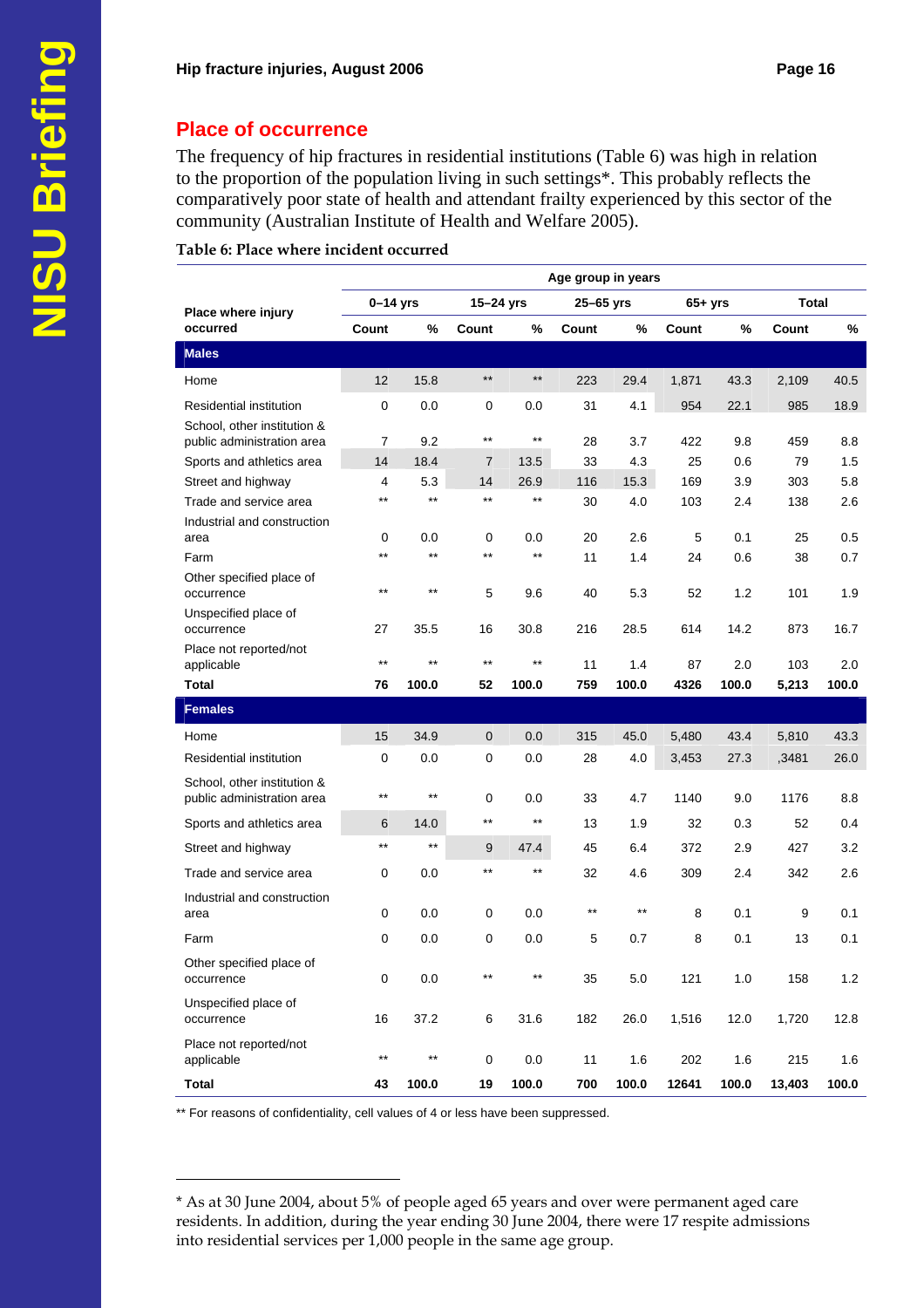## Place of occurrence

The frequency of hip fractures in residential institutions (Table 6) was high in relation to the proportion of the population living in such settings*. This probably reflects the comparatively poor state of health and attendant frailty experienced by this sector of the community (Australian Institute of Health and Welfare 2005).

**Table 6: Place where incident occurred**

| Place where injury occurred | Age group in years | | | | | | | | | |
|---|---|---|---|---|---|---|---|---|---|---|
| | 0–14 yrs | | 15–24 yrs | | 25–65 yrs | | 65+ yrs | | Total | |
| | Count | % | Count | % | Count | % | Count | % | Count | % |
| **Males** | | | | | | | | | | |
| Home | 12 | 15.8 | ** | ** | 223 | 29.4 | 1,871 | 43.3 | 2,109 | 40.5 |
| Residential institution | 0 | 0.0 | 0 | 0.0 | 31 | 4.1 | 954 | 22.1 | 985 | 18.9 |
| School, other institution & public administration area | 7 | 9.2 | ** | ** | 28 | 3.7 | 422 | 9.8 | 459 | 8.8 |
| Sports and athletics area | 14 | 18.4 | 7 | 13.5 | 33 | 4.3 | 25 | 0.6 | 79 | 1.5 |
| Street and highway | 4 | 5.3 | 14 | 26.9 | 116 | 15.3 | 169 | 3.9 | 303 | 5.8 |
| Trade and service area | ** | ** | ** | ** | 30 | 4.0 | 103 | 2.4 | 138 | 2.6 |
| Industrial and construction area | 0 | 0.0 | 0 | 0.0 | 20 | 2.6 | 5 | 0.1 | 25 | 0.5 |
| Farm | ** | ** | ** | ** | 11 | 1.4 | 24 | 0.6 | 38 | 0.7 |
| Other specified place of occurrence | ** | ** | 5 | 9.6 | 40 | 5.3 | 52 | 1.2 | 101 | 1.9 |
| Unspecified place of occurrence | 27 | 35.5 | 16 | 30.8 | 216 | 28.5 | 614 | 14.2 | 873 | 16.7 |
| Place not reported/not applicable | ** | ** | ** | ** | 11 | 1.4 | 87 | 2.0 | 103 | 2.0 |
| **Total** | **76** | **100.0** | **52** | **100.0** | **759** | **100.0** | **4326** | **100.0** | **5,213** | **100.0** |
| **Females** | | | | | | | | | | |
| Home | 15 | 34.9 | 0 | 0.0 | 315 | 45.0 | 5,480 | 43.4 | 5,810 | 43.3 |
| Residential institution | 0 | 0.0 | 0 | 0.0 | 28 | 4.0 | 3,453 | 27.3 | ,3481 | 26.0 |
| School, other institution & public administration area | ** | ** | 0 | 0.0 | 33 | 4.7 | 1140 | 9.0 | 1176 | 8.8 |
| Sports and athletics area | 6 | 14.0 | ** | ** | 13 | 1.9 | 32 | 0.3 | 52 | 0.4 |
| Street and highway | ** | ** | 9 | 47.4 | 45 | 6.4 | 372 | 2.9 | 427 | 3.2 |
| Trade and service area | 0 | 0.0 | ** | ** | 32 | 4.6 | 309 | 2.4 | 342 | 2.6 |
| Industrial and construction area | 0 | 0.0 | 0 | 0.0 | ** | ** | 8 | 0.1 | 9 | 0.1 |
| Farm | 0 | 0.0 | 0 | 0.0 | 5 | 0.7 | 8 | 0.1 | 13 | 0.1 |
| Other specified place of occurrence | 0 | 0.0 | ** | ** | 35 | 5.0 | 121 | 1.0 | 158 | 1.2 |
| Unspecified place of occurrence | 16 | 37.2 | 6 | 31.6 | 182 | 26.0 | 1,516 | 12.0 | 1,720 | 12.8 |
| Place not reported/not applicable | ** | ** | 0 | 0.0 | 11 | 1.6 | 202 | 1.6 | 215 | 1.6 |
| **Total** | **43** | **100.0** | **19** | **100.0** | **700** | **100.0** | **12641** | **100.0** | **13,403** | **100.0** |

** For reasons of confidentiality, cell values of 4 or less have been suppressed.

* As at 30 June 2004, about 5% of people aged 65 years and over were permanent aged care residents. In addition, during the year ending 30 June 2004, there were 17 respite admissions into residential services per 1,000 people in the same age group.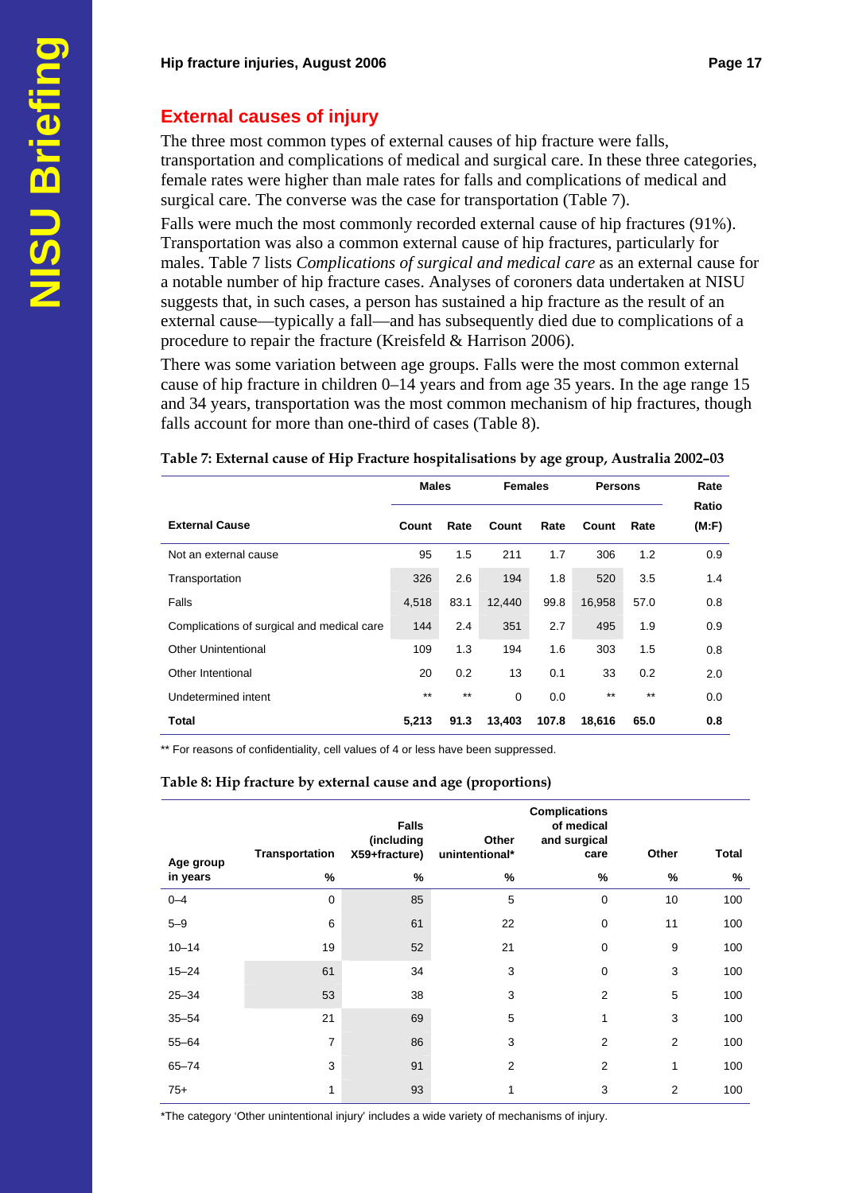## External causes of injury

The three most common types of external causes of hip fracture were falls, transportation and complications of medical and surgical care. In these three categories, female rates were higher than male rates for falls and complications of medical and surgical care. The converse was the case for transportation (Table 7).

Falls were much the most commonly recorded external cause of hip fractures (91%). Transportation was also a common external cause of hip fractures, particularly for males. Table 7 lists *Complications of surgical and medical care* as an external cause for a notable number of hip fracture cases. Analyses of coroners data undertaken at NISU suggests that, in such cases, a person has sustained a hip fracture as the result of an external cause—typically a fall—and has subsequently died due to complications of a procedure to repair the fracture (Kreisfeld & Harrison 2006).

There was some variation between age groups. Falls were the most common external cause of hip fracture in children 0–14 years and from age 35 years. In the age range 15 and 34 years, transportation was the most common mechanism of hip fractures, though falls account for more than one-third of cases (Table 8).

**Table 7: External cause of Hip Fracture hospitalisations by age group, Australia 2002–03**

| External Cause | Males | | Females | | Persons | | Rate Ratio |
|---|---|---|---|---|---|---|---|
| | Count | Rate | Count | Rate | Count | Rate | (M:F) |
| Not an external cause | 95 | 1.5 | 211 | 1.7 | 306 | 1.2 | 0.9 |
| Transportation | 326 | 2.6 | 194 | 1.8 | 520 | 3.5 | 1.4 |
| Falls | 4,518 | 83.1 | 12,440 | 99.8 | 16,958 | 57.0 | 0.8 |
| Complications of surgical and medical care | 144 | 2.4 | 351 | 2.7 | 495 | 1.9 | 0.9 |
| Other Unintentional | 109 | 1.3 | 194 | 1.6 | 303 | 1.5 | 0.8 |
| Other Intentional | 20 | 0.2 | 13 | 0.1 | 33 | 0.2 | 2.0 |
| Undetermined intent | ** | ** | 0 | 0.0 | ** | ** | 0.0 |
| **Total** | **5,213** | **91.3** | **13,403** | **107.8** | **18,616** | **65.0** | **0.8** |

** For reasons of confidentiality, cell values of 4 or less have been suppressed.

**Table 8: Hip fracture by external cause and age (proportions)**

| Age group in years | Transportation | Falls (including X59+fracture) | Other unintentional* | Complications of medical and surgical care | Other | Total |
|---|---|---|---|---|---|---|
| | % | % | % | % | % | % |
| 0–4 | 0 | 85 | 5 | 0 | 10 | 100 |
| 5–9 | 6 | 61 | 22 | 0 | 11 | 100 |
| 10–14 | 19 | 52 | 21 | 0 | 9 | 100 |
| 15–24 | 61 | 34 | 3 | 0 | 3 | 100 |
| 25–34 | 53 | 38 | 3 | 2 | 5 | 100 |
| 35–54 | 21 | 69 | 5 | 1 | 3 | 100 |
| 55–64 | 7 | 86 | 3 | 2 | 2 | 100 |
| 65–74 | 3 | 91 | 2 | 2 | 1 | 100 |
| 75+ | 1 | 93 | 1 | 3 | 2 | 100 |

*The category 'Other unintentional injury' includes a wide variety of mechanisms of injury.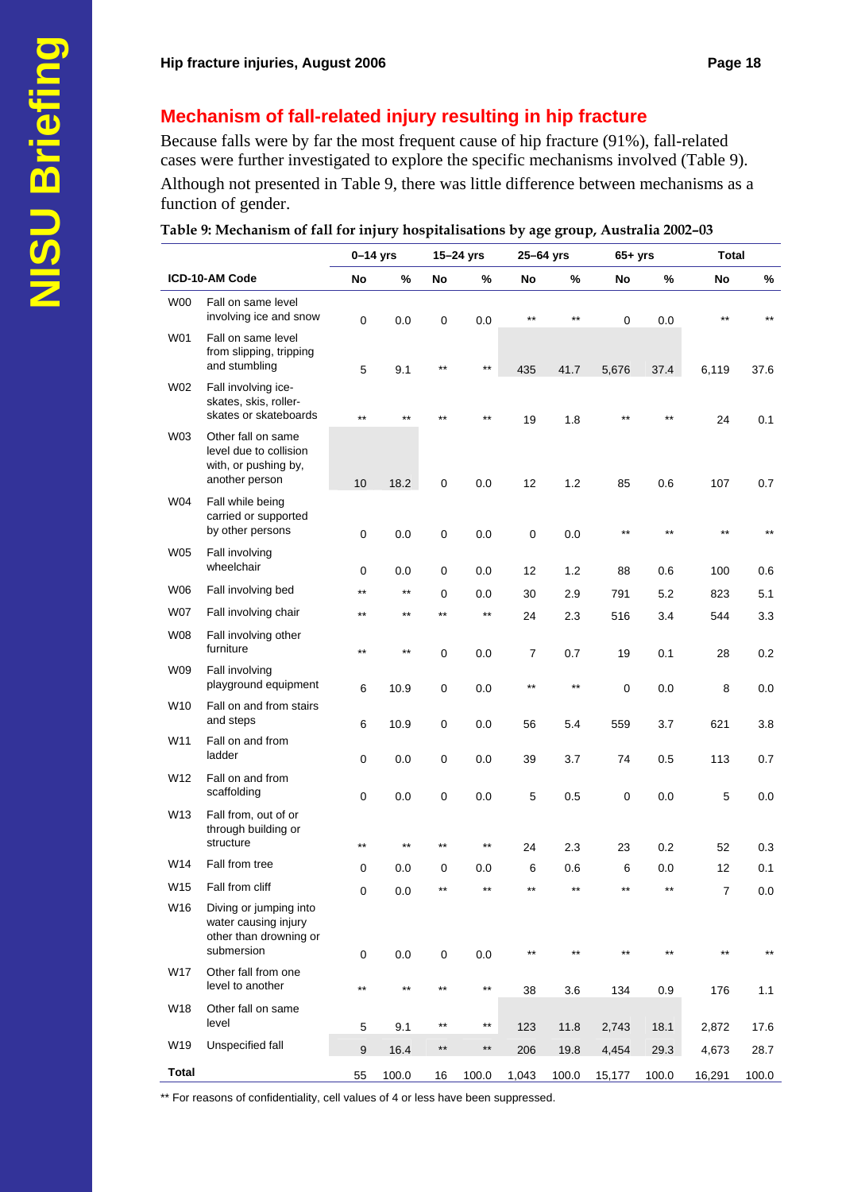## Mechanism of fall-related injury resulting in hip fracture

Because falls were by far the most frequent cause of hip fracture (91%), fall-related cases were further investigated to explore the specific mechanisms involved (Table 9). Although not presented in Table 9, there was little difference between mechanisms as a function of gender.

**Table 9: Mechanism of fall for injury hospitalisations by age group, Australia 2002–03**

| ICD-10-AM Code | | 0–14 yrs | | 15–24 yrs | | 25–64 yrs | | 65+ yrs | | Total | |
|---|---|---|---|---|---|---|---|---|---|---|---|
| | | No | % | No | % | No | % | No | % | No | % |
| W00 | Fall on same level involving ice and snow | 0 | 0.0 | 0 | 0.0 | ** | ** | 0 | 0.0 | ** | ** |
| W01 | Fall on same level from slipping, tripping and stumbling | 5 | 9.1 | ** | ** | 435 | 41.7 | 5,676 | 37.4 | 6,119 | 37.6 |
| W02 | Fall involving ice-skates, skis, roller-skates or skateboards | ** | ** | ** | ** | 19 | 1.8 | ** | ** | 24 | 0.1 |
| W03 | Other fall on same level due to collision with, or pushing by, another person | 10 | 18.2 | 0 | 0.0 | 12 | 1.2 | 85 | 0.6 | 107 | 0.7 |
| W04 | Fall while being carried or supported by other persons | 0 | 0.0 | 0 | 0.0 | 0 | 0.0 | ** | ** | ** | ** |
| W05 | Fall involving wheelchair | 0 | 0.0 | 0 | 0.0 | 12 | 1.2 | 88 | 0.6 | 100 | 0.6 |
| W06 | Fall involving bed | ** | ** | 0 | 0.0 | 30 | 2.9 | 791 | 5.2 | 823 | 5.1 |
| W07 | Fall involving chair | ** | ** | ** | ** | 24 | 2.3 | 516 | 3.4 | 544 | 3.3 |
| W08 | Fall involving other furniture | ** | ** | 0 | 0.0 | 7 | 0.7 | 19 | 0.1 | 28 | 0.2 |
| W09 | Fall involving playground equipment | 6 | 10.9 | 0 | 0.0 | ** | ** | 0 | 0.0 | 8 | 0.0 |
| W10 | Fall on and from stairs and steps | 6 | 10.9 | 0 | 0.0 | 56 | 5.4 | 559 | 3.7 | 621 | 3.8 |
| W11 | Fall on and from ladder | 0 | 0.0 | 0 | 0.0 | 39 | 3.7 | 74 | 0.5 | 113 | 0.7 |
| W12 | Fall on and from scaffolding | 0 | 0.0 | 0 | 0.0 | 5 | 0.5 | 0 | 0.0 | 5 | 0.0 |
| W13 | Fall from, out of or through building or structure | ** | ** | ** | ** | 24 | 2.3 | 23 | 0.2 | 52 | 0.3 |
| W14 | Fall from tree | 0 | 0.0 | 0 | 0.0 | 6 | 0.6 | 6 | 0.0 | 12 | 0.1 |
| W15 | Fall from cliff | 0 | 0.0 | ** | ** | ** | ** | ** | ** | 7 | 0.0 |
| W16 | Diving or jumping into water causing injury other than drowning or submersion | 0 | 0.0 | 0 | 0.0 | ** | ** | ** | ** | ** | ** |
| W17 | Other fall from one level to another | ** | ** | ** | ** | 38 | 3.6 | 134 | 0.9 | 176 | 1.1 |
| W18 | Other fall on same level | 5 | 9.1 | ** | ** | 123 | 11.8 | 2,743 | 18.1 | 2,872 | 17.6 |
| W19 | Unspecified fall | 9 | 16.4 | ** | ** | 206 | 19.8 | 4,454 | 29.3 | 4,673 | 28.7 |
| **Total** | | 55 | 100.0 | 16 | 100.0 | 1,043 | 100.0 | 15,177 | 100.0 | 16,291 | 100.0 |

** For reasons of confidentiality, cell values of 4 or less have been suppressed.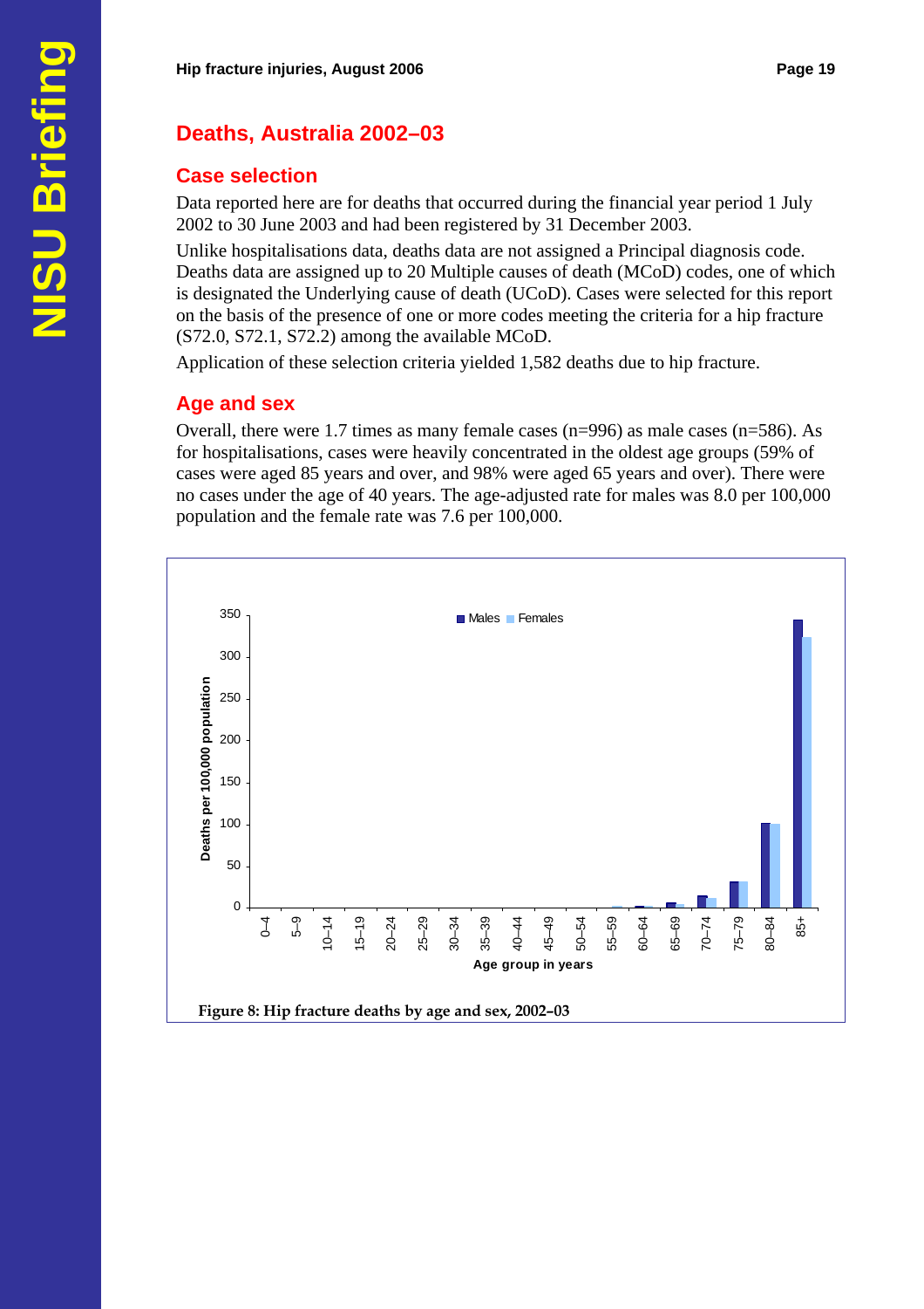## Deaths, Australia 2002–03

### Case selection

Data reported here are for deaths that occurred during the financial year period 1 July 2002 to 30 June 2003 and had been registered by 31 December 2003.

Unlike hospitalisations data, deaths data are not assigned a Principal diagnosis code. Deaths data are assigned up to 20 Multiple causes of death (MCoD) codes, one of which is designated the Underlying cause of death (UCoD). Cases were selected for this report on the basis of the presence of one or more codes meeting the criteria for a hip fracture (S72.0, S72.1, S72.2) among the available MCoD.

Application of these selection criteria yielded 1,582 deaths due to hip fracture.

### Age and sex

Overall, there were 1.7 times as many female cases (n=996) as male cases (n=586). As for hospitalisations, cases were heavily concentrated in the oldest age groups (59% of cases were aged 85 years and over, and 98% were aged 65 years and over). There were no cases under the age of 40 years. The age-adjusted rate for males was 8.0 per 100,000 population and the female rate was 7.6 per 100,000.

**Figure 8: Hip fracture deaths by age and sex, 2002–03**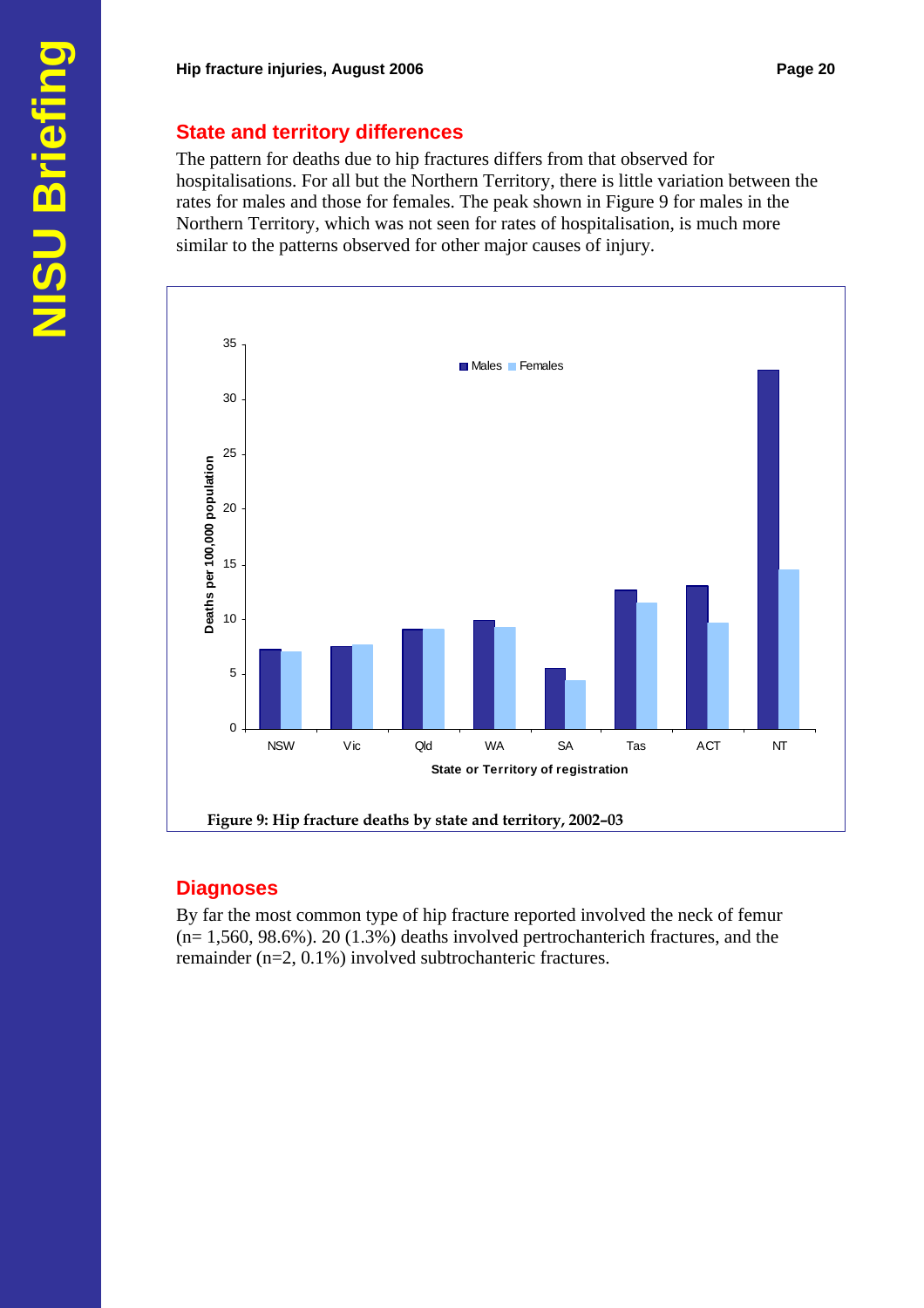## State and territory differences

The pattern for deaths due to hip fractures differs from that observed for hospitalisations. For all but the Northern Territory, there is little variation between the rates for males and those for females. The peak shown in Figure 9 for males in the Northern Territory, which was not seen for rates of hospitalisation, is much more similar to the patterns observed for other major causes of injury.

**Figure 9: Hip fracture deaths by state and territory, 2002–03**

## Diagnoses

By far the most common type of hip fracture reported involved the neck of femur (n= 1,560, 98.6%). 20 (1.3%) deaths involved pertrochanterich fractures, and the remainder (n=2, 0.1%) involved subtrochanteric fractures.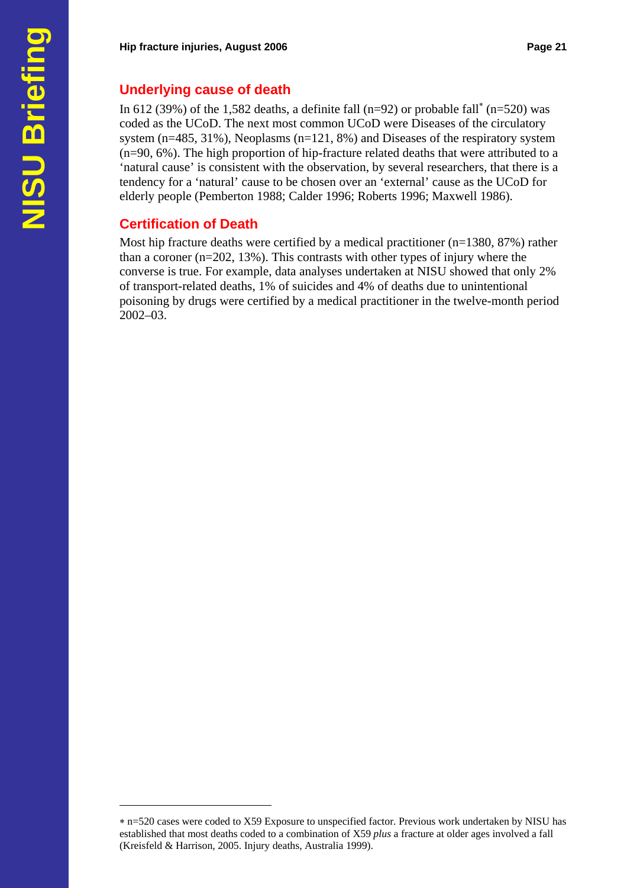## Underlying cause of death

In 612 (39%) of the 1,582 deaths, a definite fall (n=92) or probable fall[*] (n=520) was coded as the UCoD. The next most common UCoD were Diseases of the circulatory system (n=485, 31%), Neoplasms (n=121, 8%) and Diseases of the respiratory system (n=90, 6%). The high proportion of hip-fracture related deaths that were attributed to a 'natural cause' is consistent with the observation, by several researchers, that there is a tendency for a 'natural' cause to be chosen over an 'external' cause as the UCoD for elderly people (Pemberton 1988; Calder 1996; Roberts 1996; Maxwell 1986).

## Certification of Death

Most hip fracture deaths were certified by a medical practitioner (n=1380, 87%) rather than a coroner (n=202, 13%). This contrasts with other types of injury where the converse is true. For example, data analyses undertaken at NISU showed that only 2% of transport-related deaths, 1% of suicides and 4% of deaths due to unintentional poisoning by drugs were certified by a medical practitioner in the twelve-month period 2002–03.

---

[*] n=520 cases were coded to X59 Exposure to unspecified factor. Previous work undertaken by NISU has established that most deaths coded to a combination of X59 *plus* a fracture at older ages involved a fall (Kreisfeld & Harrison, 2005. Injury deaths, Australia 1999).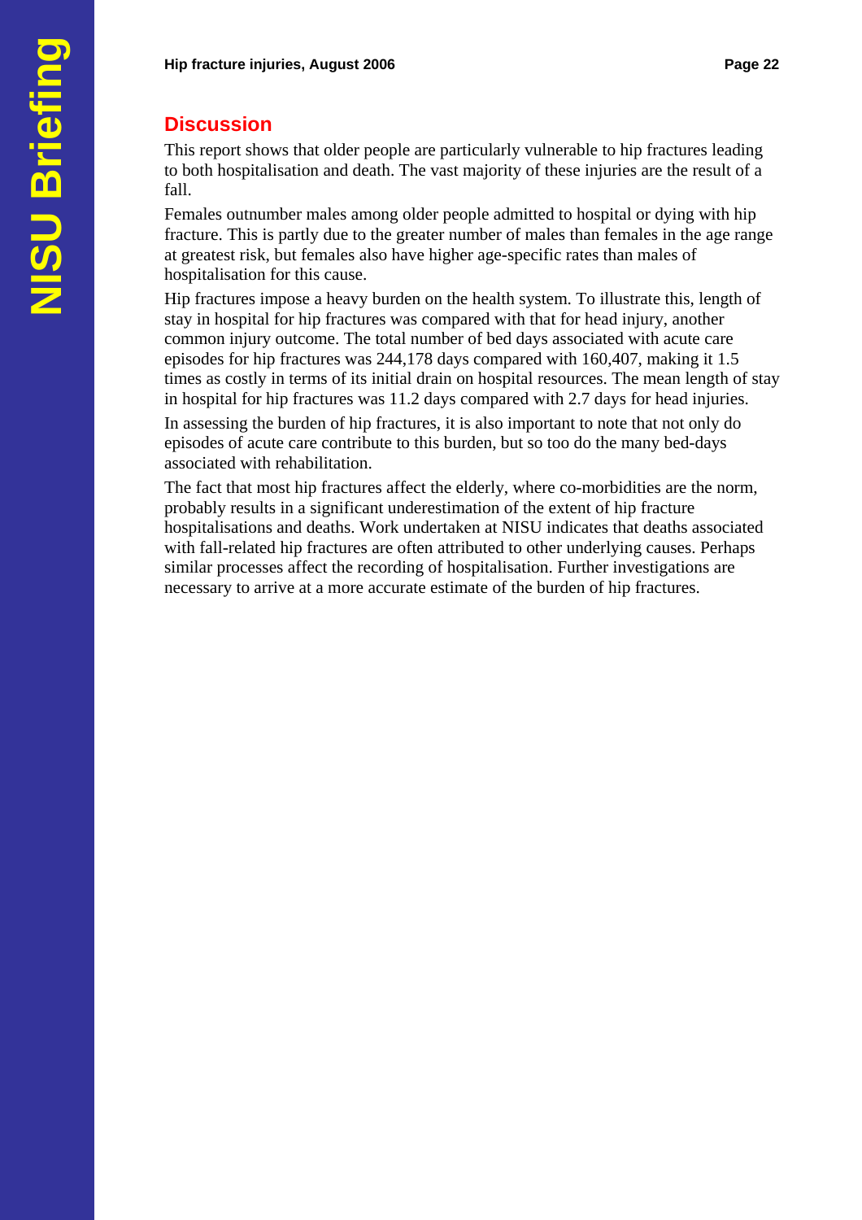## Discussion

This report shows that older people are particularly vulnerable to hip fractures leading to both hospitalisation and death. The vast majority of these injuries are the result of a fall.

Females outnumber males among older people admitted to hospital or dying with hip fracture. This is partly due to the greater number of males than females in the age range at greatest risk, but females also have higher age-specific rates than males of hospitalisation for this cause.

Hip fractures impose a heavy burden on the health system. To illustrate this, length of stay in hospital for hip fractures was compared with that for head injury, another common injury outcome. The total number of bed days associated with acute care episodes for hip fractures was 244,178 days compared with 160,407, making it 1.5 times as costly in terms of its initial drain on hospital resources. The mean length of stay in hospital for hip fractures was 11.2 days compared with 2.7 days for head injuries.

In assessing the burden of hip fractures, it is also important to note that not only do episodes of acute care contribute to this burden, but so too do the many bed-days associated with rehabilitation.

The fact that most hip fractures affect the elderly, where co-morbidities are the norm, probably results in a significant underestimation of the extent of hip fracture hospitalisations and deaths. Work undertaken at NISU indicates that deaths associated with fall-related hip fractures are often attributed to other underlying causes. Perhaps similar processes affect the recording of hospitalisation. Further investigations are necessary to arrive at a more accurate estimate of the burden of hip fractures.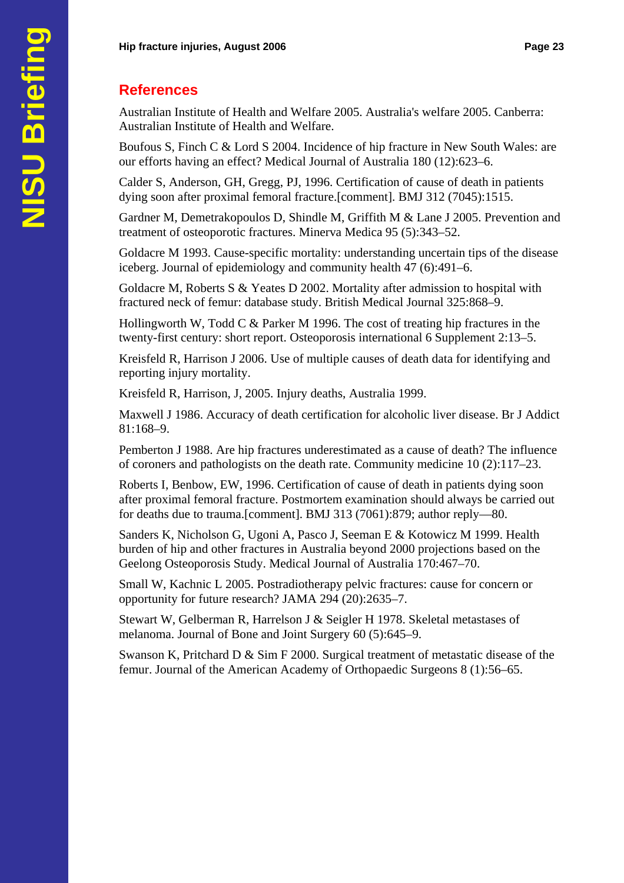## References

Australian Institute of Health and Welfare 2005. Australia's welfare 2005. Canberra: Australian Institute of Health and Welfare.

Boufous S, Finch C & Lord S 2004. Incidence of hip fracture in New South Wales: are our efforts having an effect? Medical Journal of Australia 180 (12):623–6.

Calder S, Anderson, GH, Gregg, PJ, 1996. Certification of cause of death in patients dying soon after proximal femoral fracture.[comment]. BMJ 312 (7045):1515.

Gardner M, Demetrakopoulos D, Shindle M, Griffith M & Lane J 2005. Prevention and treatment of osteoporotic fractures. Minerva Medica 95 (5):343–52.

Goldacre M 1993. Cause-specific mortality: understanding uncertain tips of the disease iceberg. Journal of epidemiology and community health 47 (6):491–6.

Goldacre M, Roberts S & Yeates D 2002. Mortality after admission to hospital with fractured neck of femur: database study. British Medical Journal 325:868–9.

Hollingworth W, Todd C & Parker M 1996. The cost of treating hip fractures in the twenty-first century: short report. Osteoporosis international 6 Supplement 2:13–5.

Kreisfeld R, Harrison J 2006. Use of multiple causes of death data for identifying and reporting injury mortality.

Kreisfeld R, Harrison, J, 2005. Injury deaths, Australia 1999.

Maxwell J 1986. Accuracy of death certification for alcoholic liver disease. Br J Addict 81:168–9.

Pemberton J 1988. Are hip fractures underestimated as a cause of death? The influence of coroners and pathologists on the death rate. Community medicine 10 (2):117–23.

Roberts I, Benbow, EW, 1996. Certification of cause of death in patients dying soon after proximal femoral fracture. Postmortem examination should always be carried out for deaths due to trauma.[comment]. BMJ 313 (7061):879; author reply—80.

Sanders K, Nicholson G, Ugoni A, Pasco J, Seeman E & Kotowicz M 1999. Health burden of hip and other fractures in Australia beyond 2000 projections based on the Geelong Osteoporosis Study. Medical Journal of Australia 170:467–70.

Small W, Kachnic L 2005. Postradiotherapy pelvic fractures: cause for concern or opportunity for future research? JAMA 294 (20):2635–7.

Stewart W, Gelberman R, Harrelson J & Seigler H 1978. Skeletal metastases of melanoma. Journal of Bone and Joint Surgery 60 (5):645–9.

Swanson K, Pritchard D & Sim F 2000. Surgical treatment of metastatic disease of the femur. Journal of the American Academy of Orthopaedic Surgeons 8 (1):56–65.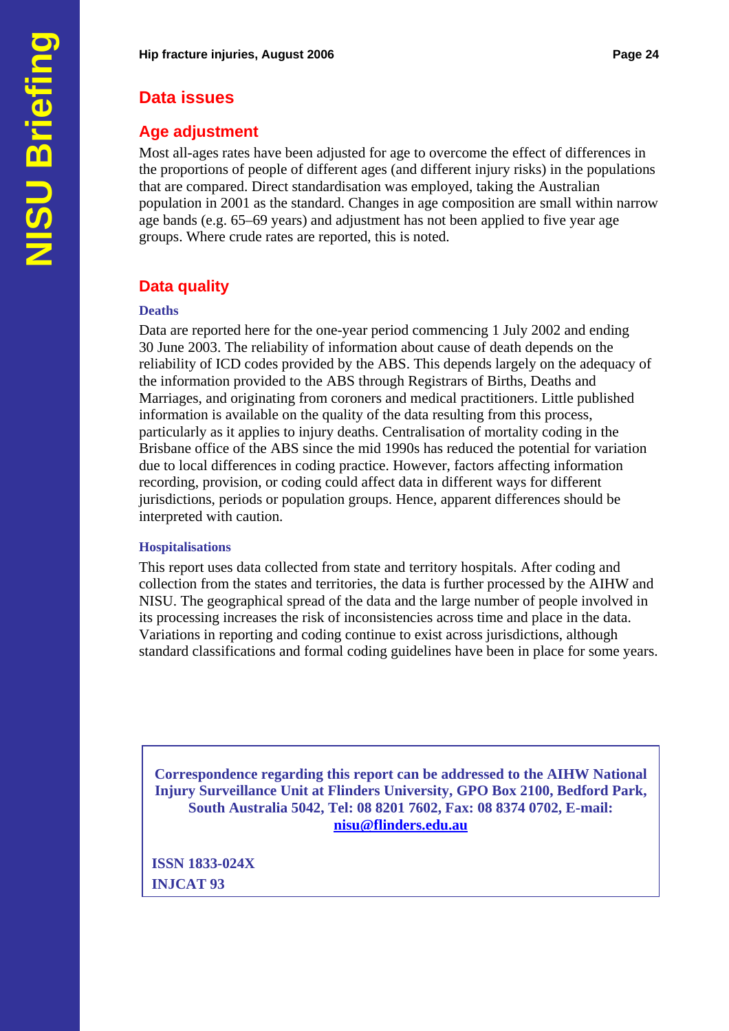# Data issues

## Age adjustment

Most all-ages rates have been adjusted for age to overcome the effect of differences in the proportions of people of different ages (and different injury risks) in the populations that are compared. Direct standardisation was employed, taking the Australian population in 2001 as the standard. Changes in age composition are small within narrow age bands (e.g. 65–69 years) and adjustment has not been applied to five year age groups. Where crude rates are reported, this is noted.

## Data quality

### Deaths

Data are reported here for the one-year period commencing 1 July 2002 and ending 30 June 2003. The reliability of information about cause of death depends on the reliability of ICD codes provided by the ABS. This depends largely on the adequacy of the information provided to the ABS through Registrars of Births, Deaths and Marriages, and originating from coroners and medical practitioners. Little published information is available on the quality of the data resulting from this process, particularly as it applies to injury deaths. Centralisation of mortality coding in the Brisbane office of the ABS since the mid 1990s has reduced the potential for variation due to local differences in coding practice. However, factors affecting information recording, provision, or coding could affect data in different ways for different jurisdictions, periods or population groups. Hence, apparent differences should be interpreted with caution.

### Hospitalisations

This report uses data collected from state and territory hospitals. After coding and collection from the states and territories, the data is further processed by the AIHW and NISU. The geographical spread of the data and the large number of people involved in its processing increases the risk of inconsistencies across time and place in the data. Variations in reporting and coding continue to exist across jurisdictions, although standard classifications and formal coding guidelines have been in place for some years.

**Correspondence regarding this report can be addressed to the AIHW National Injury Surveillance Unit at Flinders University, GPO Box 2100, Bedford Park, South Australia 5042, Tel: 08 8201 7602, Fax: 08 8374 0702, E-mail: nisu@flinders.edu.au**

**ISSN 1833-024X**

**INJCAT 93**